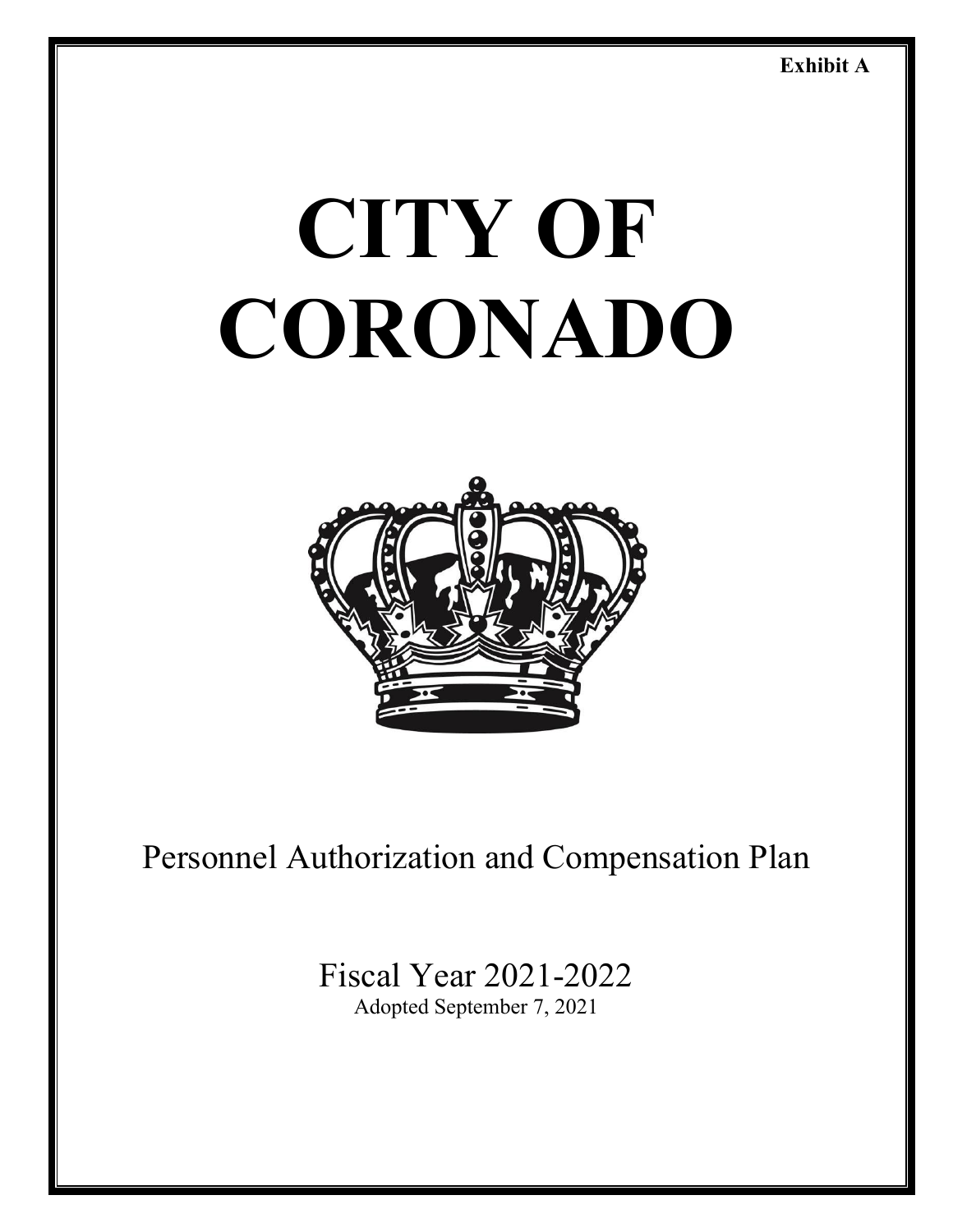**Exhibit A**

# CITY OF CORONADO

Personnel Authorization and Compensation Plan

Fiscal Year 2021-2022

Adopted September 7, 2021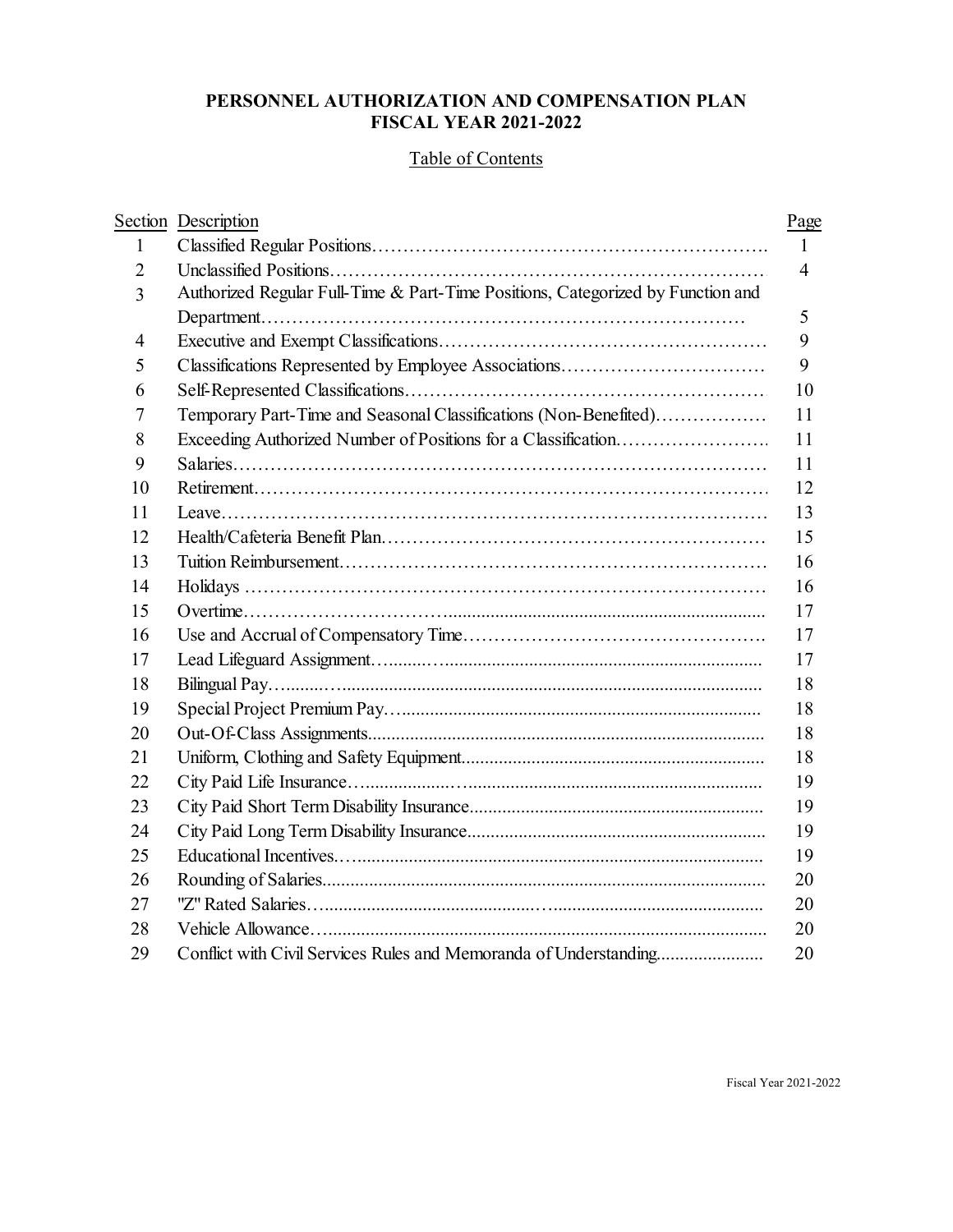# PERSONNEL AUTHORIZATION AND COMPENSATION PLAN
# FISCAL YEAR 2021-2022

## Table of Contents

| Section | Description | Page |
|---|---|---|
| 1 | Classified Regular Positions | 1 |
| 2 | Unclassified Positions | 4 |
| 3 | Authorized Regular Full-Time & Part-Time Positions, Categorized by Function and Department | 5 |
| 4 | Executive and Exempt Classifications | 9 |
| 5 | Classifications Represented by Employee Associations | 9 |
| 6 | Self-Represented Classifications | 10 |
| 7 | Temporary Part-Time and Seasonal Classifications (Non-Benefited) | 11 |
| 8 | Exceeding Authorized Number of Positions for a Classification | 11 |
| 9 | Salaries | 11 |
| 10 | Retirement | 12 |
| 11 | Leave | 13 |
| 12 | Health/Cafeteria Benefit Plan | 15 |
| 13 | Tuition Reimbursement | 16 |
| 14 | Holidays | 16 |
| 15 | Overtime | 17 |
| 16 | Use and Accrual of Compensatory Time | 17 |
| 17 | Lead Lifeguard Assignment | 17 |
| 18 | Bilingual Pay | 18 |
| 19 | Special Project Premium Pay | 18 |
| 20 | Out-Of-Class Assignments | 18 |
| 21 | Uniform, Clothing and Safety Equipment | 18 |
| 22 | City Paid Life Insurance | 19 |
| 23 | City Paid Short Term Disability Insurance | 19 |
| 24 | City Paid Long Term Disability Insurance | 19 |
| 25 | Educational Incentives | 19 |
| 26 | Rounding of Salaries | 20 |
| 27 | "Z" Rated Salaries | 20 |
| 28 | Vehicle Allowance | 20 |
| 29 | Conflict with Civil Services Rules and Memoranda of Understanding | 20 |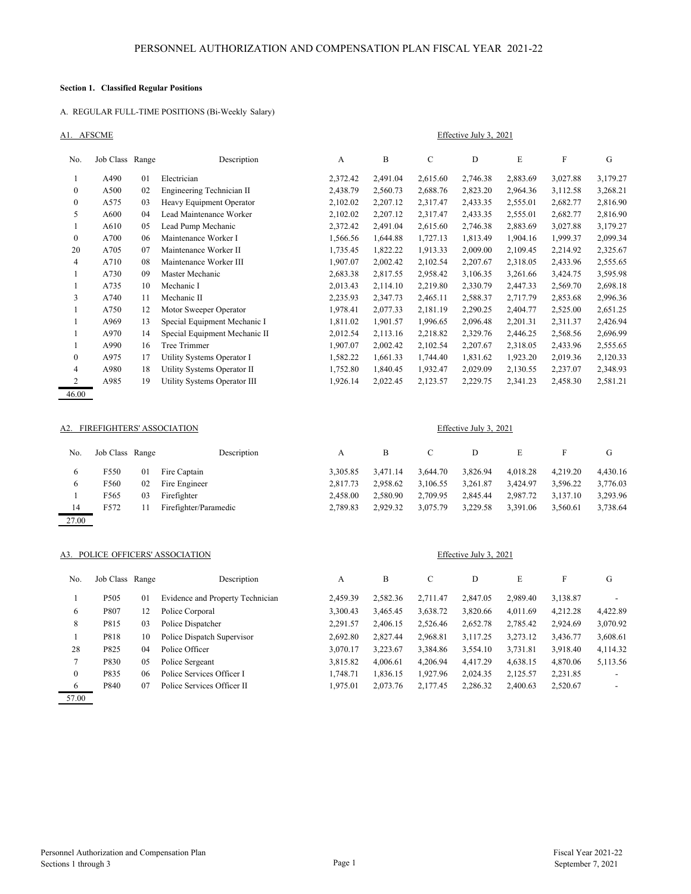# PERSONNEL AUTHORIZATION AND COMPENSATION PLAN FISCAL YEAR 2021-22

**Section 1. Classified Regular Positions**

A. REGULAR FULL-TIME POSITIONS (Bi-Weekly Salary)

## A1. AFSCME

Effective July 3, 2021

| No. | Job Class | Range | Description | A | B | C | D | E | F | G |
|---|---|---|---|---|---|---|---|---|---|---|
| 1 | A490 | 01 | Electrician | 2,372.42 | 2,491.04 | 2,615.60 | 2,746.38 | 2,883.69 | 3,027.88 | 3,179.27 |
| 0 | A500 | 02 | Engineering Technician II | 2,438.79 | 2,560.73 | 2,688.76 | 2,823.20 | 2,964.36 | 3,112.58 | 3,268.21 |
| 0 | A575 | 03 | Heavy Equipment Operator | 2,102.02 | 2,207.12 | 2,317.47 | 2,433.35 | 2,555.01 | 2,682.77 | 2,816.90 |
| 5 | A600 | 04 | Lead Maintenance Worker | 2,102.02 | 2,207.12 | 2,317.47 | 2,433.35 | 2,555.01 | 2,682.77 | 2,816.90 |
| 1 | A610 | 05 | Lead Pump Mechanic | 2,372.42 | 2,491.04 | 2,615.60 | 2,746.38 | 2,883.69 | 3,027.88 | 3,179.27 |
| 0 | A700 | 06 | Maintenance Worker I | 1,566.56 | 1,644.88 | 1,727.13 | 1,813.49 | 1,904.16 | 1,999.37 | 2,099.34 |
| 20 | A705 | 07 | Maintenance Worker II | 1,735.45 | 1,822.22 | 1,913.33 | 2,009.00 | 2,109.45 | 2,214.92 | 2,325.67 |
| 4 | A710 | 08 | Maintenance Worker III | 1,907.07 | 2,002.42 | 2,102.54 | 2,207.67 | 2,318.05 | 2,433.96 | 2,555.65 |
| 1 | A730 | 09 | Master Mechanic | 2,683.38 | 2,817.55 | 2,958.42 | 3,106.35 | 3,261.66 | 3,424.75 | 3,595.98 |
| 1 | A735 | 10 | Mechanic I | 2,013.43 | 2,114.10 | 2,219.80 | 2,330.79 | 2,447.33 | 2,569.70 | 2,698.18 |
| 3 | A740 | 11 | Mechanic II | 2,235.93 | 2,347.73 | 2,465.11 | 2,588.37 | 2,717.79 | 2,853.68 | 2,996.36 |
| 1 | A750 | 12 | Motor Sweeper Operator | 1,978.41 | 2,077.33 | 2,181.19 | 2,290.25 | 2,404.77 | 2,525.00 | 2,651.25 |
| 1 | A969 | 13 | Special Equipment Mechanic I | 1,811.02 | 1,901.57 | 1,996.65 | 2,096.48 | 2,201.31 | 2,311.37 | 2,426.94 |
| 1 | A970 | 14 | Special Equipment Mechanic II | 2,012.54 | 2,113.16 | 2,218.82 | 2,329.76 | 2,446.25 | 2,568.56 | 2,696.99 |
| 1 | A990 | 16 | Tree Trimmer | 1,907.07 | 2,002.42 | 2,102.54 | 2,207.67 | 2,318.05 | 2,433.96 | 2,555.65 |
| 0 | A975 | 17 | Utility Systems Operator I | 1,582.22 | 1,661.33 | 1,744.40 | 1,831.62 | 1,923.20 | 2,019.36 | 2,120.33 |
| 4 | A980 | 18 | Utility Systems Operator II | 1,752.80 | 1,840.45 | 1,932.47 | 2,029.09 | 2,130.55 | 2,237.07 | 2,348.93 |
| 2 | A985 | 19 | Utility Systems Operator III | 1,926.14 | 2,022.45 | 2,123.57 | 2,229.75 | 2,341.23 | 2,458.30 | 2,581.21 |
| 46.00 | | | | | | | | | | |

## A2. FIREFIGHTERS' ASSOCIATION

Effective July 3, 2021

| No. | Job Class | Range | Description | A | B | C | D | E | F | G |
|---|---|---|---|---|---|---|---|---|---|---|
| 6 | F550 | 01 | Fire Captain | 3,305.85 | 3,471.14 | 3,644.70 | 3,826.94 | 4,018.28 | 4,219.20 | 4,430.16 |
| 6 | F560 | 02 | Fire Engineer | 2,817.73 | 2,958.62 | 3,106.55 | 3,261.87 | 3,424.97 | 3,596.22 | 3,776.03 |
| 1 | F565 | 03 | Firefighter | 2,458.00 | 2,580.90 | 2,709.95 | 2,845.44 | 2,987.72 | 3,137.10 | 3,293.96 |
| 14 | F572 | 11 | Firefighter/Paramedic | 2,789.83 | 2,929.32 | 3,075.79 | 3,229.58 | 3,391.06 | 3,560.61 | 3,738.64 |
| 27.00 | | | | | | | | | | |

## A3. POLICE OFFICERS' ASSOCIATION

Effective July 3, 2021

| No. | Job Class | Range | Description | A | B | C | D | E | F | G |
|---|---|---|---|---|---|---|---|---|---|---|
| 1 | P505 | 01 | Evidence and Property Technician | 2,459.39 | 2,582.36 | 2,711.47 | 2,847.05 | 2,989.40 | 3,138.87 | - |
| 6 | P807 | 12 | Police Corporal | 3,300.43 | 3,465.45 | 3,638.72 | 3,820.66 | 4,011.69 | 4,212.28 | 4,422.89 |
| 8 | P815 | 03 | Police Dispatcher | 2,291.57 | 2,406.15 | 2,526.46 | 2,652.78 | 2,785.42 | 2,924.69 | 3,070.92 |
| 1 | P818 | 10 | Police Dispatch Supervisor | 2,692.80 | 2,827.44 | 2,968.81 | 3,117.25 | 3,273.12 | 3,436.77 | 3,608.61 |
| 28 | P825 | 04 | Police Officer | 3,070.17 | 3,223.67 | 3,384.86 | 3,554.10 | 3,731.81 | 3,918.40 | 4,114.32 |
| 7 | P830 | 05 | Police Sergeant | 3,815.82 | 4,006.61 | 4,206.94 | 4,417.29 | 4,638.15 | 4,870.06 | 5,113.56 |
| 0 | P835 | 06 | Police Services Officer I | 1,748.71 | 1,836.15 | 1,927.96 | 2,024.35 | 2,125.57 | 2,231.85 | - |
| 6 | P840 | 07 | Police Services Officer II | 1,975.01 | 2,073.76 | 2,177.45 | 2,286.32 | 2,400.63 | 2,520.67 | - |
| 57.00 | | | | | | | | | | |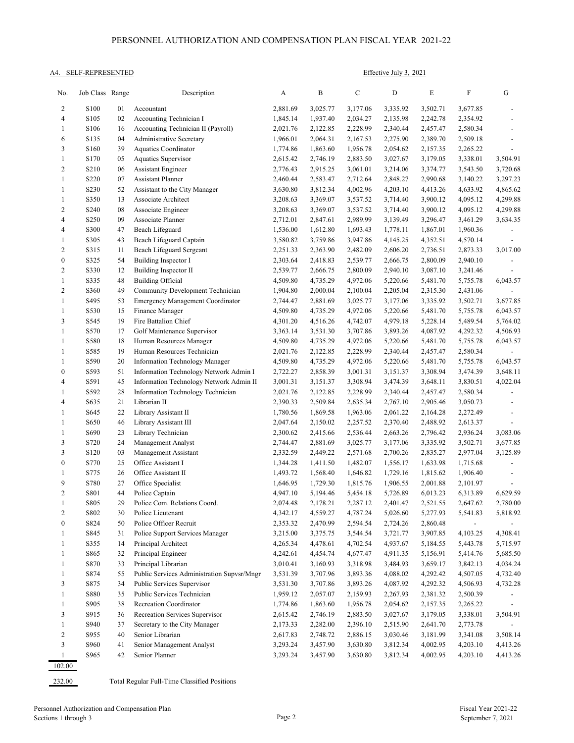PERSONNEL AUTHORIZATION AND COMPENSATION PLAN FISCAL YEAR 2021-22

A4. SELF-REPRESENTED

Effective July 3, 2021

| No. | Job Class | Range | Description | A | B | C | D | E | F | G |
|---|---|---|---|---|---|---|---|---|---|---|
| 2 | S100 | 01 | Accountant | 2,881.69 | 3,025.77 | 3,177.06 | 3,335.92 | 3,502.71 | 3,677.85 | - |
| 4 | S105 | 02 | Accounting Technician I | 1,845.14 | 1,937.40 | 2,034.27 | 2,135.98 | 2,242.78 | 2,354.92 | - |
| 1 | S106 | 16 | Accounting Technician II (Payroll) | 2,021.76 | 2,122.85 | 2,228.99 | 2,340.44 | 2,457.47 | 2,580.34 | - |
| 6 | S135 | 04 | Administrative Secretary | 1,966.01 | 2,064.31 | 2,167.53 | 2,275.90 | 2,389.70 | 2,509.18 | - |
| 3 | S160 | 39 | Aquatics Coordinator | 1,774.86 | 1,863.60 | 1,956.78 | 2,054.62 | 2,157.35 | 2,265.22 | - |
| 1 | S170 | 05 | Aquatics Supervisor | 2,615.42 | 2,746.19 | 2,883.50 | 3,027.67 | 3,179.05 | 3,338.01 | 3,504.91 |
| 2 | S210 | 06 | Assistant Engineer | 2,776.43 | 2,915.25 | 3,061.01 | 3,214.06 | 3,374.77 | 3,543.50 | 3,720.68 |
| 1 | S220 | 07 | Assistant Planner | 2,460.44 | 2,583.47 | 2,712.64 | 2,848.27 | 2,990.68 | 3,140.22 | 3,297.23 |
| 1 | S230 | 52 | Assistant to the City Manager | 3,630.80 | 3,812.34 | 4,002.96 | 4,203.10 | 4,413.26 | 4,633.92 | 4,865.62 |
| 1 | S350 | 13 | Associate Architect | 3,208.63 | 3,369.07 | 3,537.52 | 3,714.40 | 3,900.12 | 4,095.12 | 4,299.88 |
| 2 | S240 | 08 | Associate Engineer | 3,208.63 | 3,369.07 | 3,537.52 | 3,714.40 | 3,900.12 | 4,095.12 | 4,299.88 |
| 4 | S250 | 09 | Associate Planner | 2,712.01 | 2,847.61 | 2,989.99 | 3,139.49 | 3,296.47 | 3,461.29 | 3,634.35 |
| 4 | S300 | 47 | Beach Lifeguard | 1,536.00 | 1,612.80 | 1,693.43 | 1,778.11 | 1,867.01 | 1,960.36 | - |
| 1 | S305 | 43 | Beach Lifeguard Captain | 3,580.82 | 3,759.86 | 3,947.86 | 4,145.25 | 4,352.51 | 4,570.14 | - |
| 2 | S315 | 11 | Beach Lifeguard Sergeant | 2,251.33 | 2,363.90 | 2,482.09 | 2,606.20 | 2,736.51 | 2,873.33 | 3,017.00 |
| 0 | S325 | 54 | Building Inspector I | 2,303.64 | 2,418.83 | 2,539.77 | 2,666.75 | 2,800.09 | 2,940.10 | - |
| 2 | S330 | 12 | Building Inspector II | 2,539.77 | 2,666.75 | 2,800.09 | 2,940.10 | 3,087.10 | 3,241.46 | - |
| 1 | S335 | 48 | Building Official | 4,509.80 | 4,735.29 | 4,972.06 | 5,220.66 | 5,481.70 | 5,755.78 | 6,043.57 |
| 2 | S360 | 49 | Community Development Technician | 1,904.80 | 2,000.04 | 2,100.04 | 2,205.04 | 2,315.30 | 2,431.06 | - |
| 1 | S495 | 53 | Emergency Management Coordinator | 2,744.47 | 2,881.69 | 3,025.77 | 3,177.06 | 3,335.92 | 3,502.71 | 3,677.85 |
| 1 | S530 | 15 | Finance Manager | 4,509.80 | 4,735.29 | 4,972.06 | 5,220.66 | 5,481.70 | 5,755.78 | 6,043.57 |
| 3 | S545 | 19 | Fire Battalion Chief | 4,301.20 | 4,516.26 | 4,742.07 | 4,979.18 | 5,228.14 | 5,489.54 | 5,764.02 |
| 1 | S570 | 17 | Golf Maintenance Supervisor | 3,363.14 | 3,531.30 | 3,707.86 | 3,893.26 | 4,087.92 | 4,292.32 | 4,506.93 |
| 1 | S580 | 18 | Human Resources Manager | 4,509.80 | 4,735.29 | 4,972.06 | 5,220.66 | 5,481.70 | 5,755.78 | 6,043.57 |
| 1 | S585 | 19 | Human Resources Technician | 2,021.76 | 2,122.85 | 2,228.99 | 2,340.44 | 2,457.47 | 2,580.34 | - |
| 1 | S590 | 20 | Information Technology Manager | 4,509.80 | 4,735.29 | 4,972.06 | 5,220.66 | 5,481.70 | 5,755.78 | 6,043.57 |
| 0 | S593 | 51 | Information Technology Network Admin I | 2,722.27 | 2,858.39 | 3,001.31 | 3,151.37 | 3,308.94 | 3,474.39 | 3,648.11 |
| 4 | S591 | 45 | Information Technology Network Admin II | 3,001.31 | 3,151.37 | 3,308.94 | 3,474.39 | 3,648.11 | 3,830.51 | 4,022.04 |
| 1 | S592 | 28 | Information Technology Technician | 2,021.76 | 2,122.85 | 2,228.99 | 2,340.44 | 2,457.47 | 2,580.34 | - |
| 4 | S635 | 21 | Librarian II | 2,390.33 | 2,509.84 | 2,635.34 | 2,767.10 | 2,905.46 | 3,050.73 | - |
| 1 | S645 | 22 | Library Assistant II | 1,780.56 | 1,869.58 | 1,963.06 | 2,061.22 | 2,164.28 | 2,272.49 | - |
| 1 | S650 | 46 | Library Assistant III | 2,047.64 | 2,150.02 | 2,257.52 | 2,370.40 | 2,488.92 | 2,613.37 | - |
| 1 | S690 | 23 | Library Technician | 2,300.62 | 2,415.66 | 2,536.44 | 2,663.26 | 2,796.42 | 2,936.24 | 3,083.06 |
| 3 | S720 | 24 | Management Analyst | 2,744.47 | 2,881.69 | 3,025.77 | 3,177.06 | 3,335.92 | 3,502.71 | 3,677.85 |
| 3 | S120 | 03 | Management Assistant | 2,332.59 | 2,449.22 | 2,571.68 | 2,700.26 | 2,835.27 | 2,977.04 | 3,125.89 |
| 0 | S770 | 25 | Office Assistant I | 1,344.28 | 1,411.50 | 1,482.07 | 1,556.17 | 1,633.98 | 1,715.68 | - |
| 1 | S775 | 26 | Office Assistant II | 1,493.72 | 1,568.40 | 1,646.82 | 1,729.16 | 1,815.62 | 1,906.40 | - |
| 9 | S780 | 27 | Office Specialist | 1,646.95 | 1,729.30 | 1,815.76 | 1,906.55 | 2,001.88 | 2,101.97 | - |
| 2 | S801 | 44 | Police Captain | 4,947.10 | 5,194.46 | 5,454.18 | 5,726.89 | 6,013.23 | 6,313.89 | 6,629.59 |
| 1 | S805 | 29 | Police Com. Relations Coord. | 2,074.48 | 2,178.21 | 2,287.12 | 2,401.47 | 2,521.55 | 2,647.62 | 2,780.00 |
| 2 | S802 | 30 | Police Lieutenant | 4,342.17 | 4,559.27 | 4,787.24 | 5,026.60 | 5,277.93 | 5,541.83 | 5,818.92 |
| 0 | S824 | 50 | Police Officer Recruit | 2,353.32 | 2,470.99 | 2,594.54 | 2,724.26 | 2,860.48 | - | - |
| 1 | S845 | 31 | Police Support Services Manager | 3,215.00 | 3,375.75 | 3,544.54 | 3,721.77 | 3,907.85 | 4,103.25 | 4,308.41 |
| 1 | S355 | 14 | Principal Architect | 4,265.34 | 4,478.61 | 4,702.54 | 4,937.67 | 5,184.55 | 5,443.78 | 5,715.97 |
| 1 | S865 | 32 | Principal Engineer | 4,242.61 | 4,454.74 | 4,677.47 | 4,911.35 | 5,156.91 | 5,414.76 | 5,685.50 |
| 1 | S870 | 33 | Principal Librarian | 3,010.41 | 3,160.93 | 3,318.98 | 3,484.93 | 3,659.17 | 3,842.13 | 4,034.24 |
| 1 | S874 | 55 | Public Services Administration Supvsr/Mngr | 3,531.39 | 3,707.96 | 3,893.36 | 4,088.02 | 4,292.42 | 4,507.05 | 4,732.40 |
| 3 | S875 | 34 | Public Services Supervisor | 3,531.30 | 3,707.86 | 3,893.26 | 4,087.92 | 4,292.32 | 4,506.93 | 4,732.28 |
| 1 | S880 | 35 | Public Services Technician | 1,959.12 | 2,057.07 | 2,159.93 | 2,267.93 | 2,381.32 | 2,500.39 | - |
| 1 | S905 | 38 | Recreation Coordinator | 1,774.86 | 1,863.60 | 1,956.78 | 2,054.62 | 2,157.35 | 2,265.22 | - |
| 3 | S915 | 36 | Recreation Services Supervisor | 2,615.42 | 2,746.19 | 2,883.50 | 3,027.67 | 3,179.05 | 3,338.01 | 3,504.91 |
| 1 | S940 | 37 | Secretary to the City Manager | 2,173.33 | 2,282.00 | 2,396.10 | 2,515.90 | 2,641.70 | 2,773.78 | - |
| 2 | S955 | 40 | Senior Librarian | 2,617.83 | 2,748.72 | 2,886.15 | 3,030.46 | 3,181.99 | 3,341.08 | 3,508.14 |
| 3 | S960 | 41 | Senior Management Analyst | 3,293.24 | 3,457.90 | 3,630.80 | 3,812.34 | 4,002.95 | 4,203.10 | 4,413.26 |
| 1 | S965 | 42 | Senior Planner | 3,293.24 | 3,457.90 | 3,630.80 | 3,812.34 | 4,002.95 | 4,203.10 | 4,413.26 |
| 102.00 | | | | | | | | | | |

232.00 Total Regular Full-Time Classified Positions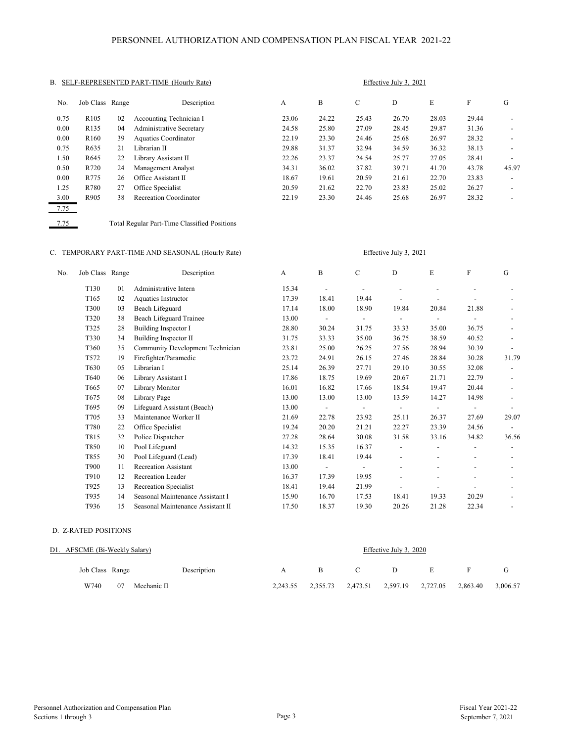PERSONNEL AUTHORIZATION AND COMPENSATION PLAN FISCAL YEAR 2021-22

## B. SELF-REPRESENTED PART-TIME (Hourly Rate)

Effective July 3, 2021

| No. | Job Class | Range | Description | A | B | C | D | E | F | G |
|---|---|---|---|---|---|---|---|---|---|---|
| 0.75 | R105 | 02 | Accounting Technician I | 23.06 | 24.22 | 25.43 | 26.70 | 28.03 | 29.44 | - |
| 0.00 | R135 | 04 | Administrative Secretary | 24.58 | 25.80 | 27.09 | 28.45 | 29.87 | 31.36 | - |
| 0.00 | R160 | 39 | Aquatics Coordinator | 22.19 | 23.30 | 24.46 | 25.68 | 26.97 | 28.32 | - |
| 0.75 | R635 | 21 | Librarian II | 29.88 | 31.37 | 32.94 | 34.59 | 36.32 | 38.13 | - |
| 1.50 | R645 | 22 | Library Assistant II | 22.26 | 23.37 | 24.54 | 25.77 | 27.05 | 28.41 | - |
| 0.50 | R720 | 24 | Management Analyst | 34.31 | 36.02 | 37.82 | 39.71 | 41.70 | 43.78 | 45.97 |
| 0.00 | R775 | 26 | Office Assistant II | 18.67 | 19.61 | 20.59 | 21.61 | 22.70 | 23.83 | - |
| 1.25 | R780 | 27 | Office Specialist | 20.59 | 21.62 | 22.70 | 23.83 | 25.02 | 26.27 | - |
| 3.00 | R905 | 38 | Recreation Coordinator | 22.19 | 23.30 | 24.46 | 25.68 | 26.97 | 28.32 | - |
| 7.75 | | | | | | | | | | |
| 7.75 | | | Total Regular Part-Time Classified Positions | | | | | | | |

## C. TEMPORARY PART-TIME AND SEASONAL (Hourly Rate)

Effective July 3, 2021

| No. | Job Class | Range | Description | A | B | C | D | E | F | G |
|---|---|---|---|---|---|---|---|---|---|---|
| | T130 | 01 | Administrative Intern | 15.34 | - | - | - | - | - | - |
| | T165 | 02 | Aquatics Instructor | 17.39 | 18.41 | 19.44 | - | - | - | - |
| | T300 | 03 | Beach Lifeguard | 17.14 | 18.00 | 18.90 | 19.84 | 20.84 | 21.88 | - |
| | T320 | 38 | Beach Lifeguard Trainee | 13.00 | - | - | - | - | - | - |
| | T325 | 28 | Building Inspector I | 28.80 | 30.24 | 31.75 | 33.33 | 35.00 | 36.75 | - |
| | T330 | 34 | Building Inspector II | 31.75 | 33.33 | 35.00 | 36.75 | 38.59 | 40.52 | - |
| | T360 | 35 | Community Development Technician | 23.81 | 25.00 | 26.25 | 27.56 | 28.94 | 30.39 | - |
| | T572 | 19 | Firefighter/Paramedic | 23.72 | 24.91 | 26.15 | 27.46 | 28.84 | 30.28 | 31.79 |
| | T630 | 05 | Librarian I | 25.14 | 26.39 | 27.71 | 29.10 | 30.55 | 32.08 | - |
| | T640 | 06 | Library Assistant I | 17.86 | 18.75 | 19.69 | 20.67 | 21.71 | 22.79 | - |
| | T665 | 07 | Library Monitor | 16.01 | 16.82 | 17.66 | 18.54 | 19.47 | 20.44 | - |
| | T675 | 08 | Library Page | 13.00 | 13.00 | 13.00 | 13.59 | 14.27 | 14.98 | - |
| | T695 | 09 | Lifeguard Assistant (Beach) | 13.00 | - | - | - | - | - | - |
| | T705 | 33 | Maintenance Worker II | 21.69 | 22.78 | 23.92 | 25.11 | 26.37 | 27.69 | 29.07 |
| | T780 | 22 | Office Specialist | 19.24 | 20.20 | 21.21 | 22.27 | 23.39 | 24.56 | - |
| | T815 | 32 | Police Dispatcher | 27.28 | 28.64 | 30.08 | 31.58 | 33.16 | 34.82 | 36.56 |
| | T850 | 10 | Pool Lifeguard | 14.32 | 15.35 | 16.37 | - | - | - | - |
| | T855 | 30 | Pool Lifeguard (Lead) | 17.39 | 18.41 | 19.44 | - | - | - | - |
| | T900 | 11 | Recreation Assistant | 13.00 | - | - | - | - | - | - |
| | T910 | 12 | Recreation Leader | 16.37 | 17.39 | 19.95 | - | - | - | - |
| | T925 | 13 | Recreation Specialist | 18.41 | 19.44 | 21.99 | - | - | - | - |
| | T935 | 14 | Seasonal Maintenance Assistant I | 15.90 | 16.70 | 17.53 | 18.41 | 19.33 | 20.29 | - |
| | T936 | 15 | Seasonal Maintenance Assistant II | 17.50 | 18.37 | 19.30 | 20.26 | 21.28 | 22.34 | - |

## D. Z-RATED POSITIONS

### D1. AFSCME (Bi-Weekly Salary)

Effective July 3, 2020

| Job Class | Range | Description | A | B | C | D | E | F | G |
|---|---|---|---|---|---|---|---|---|---|
| W740 | 07 | Mechanic II | 2,243.55 | 2,355.73 | 2,473.51 | 2,597.19 | 2,727.05 | 2,863.40 | 3,006.57 |

Personnel Authorization and Compensation Plan
Sections 1 through 3

Fiscal Year 2021-22
September 7, 2021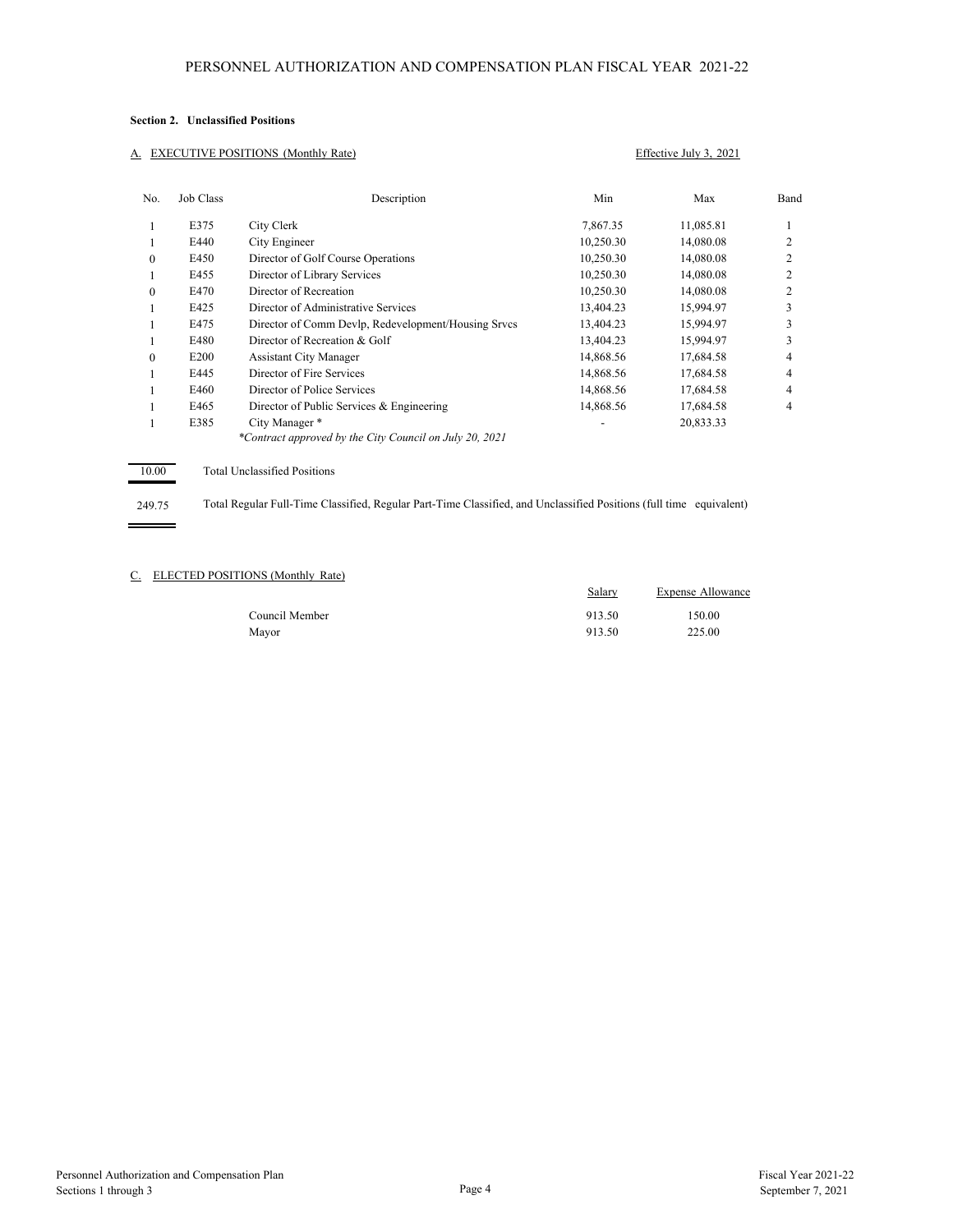# PERSONNEL AUTHORIZATION AND COMPENSATION PLAN FISCAL YEAR 2021-22

**Section 2. Unclassified Positions**

A. EXECUTIVE POSITIONS (Monthly Rate) — Effective July 3, 2021

| No. | Job Class | Description | Min | Max | Band |
|---|---|---|---|---|---|
| 1 | E375 | City Clerk | 7,867.35 | 11,085.81 | 1 |
| 1 | E440 | City Engineer | 10,250.30 | 14,080.08 | 2 |
| 0 | E450 | Director of Golf Course Operations | 10,250.30 | 14,080.08 | 2 |
| 1 | E455 | Director of Library Services | 10,250.30 | 14,080.08 | 2 |
| 0 | E470 | Director of Recreation | 10,250.30 | 14,080.08 | 2 |
| 1 | E425 | Director of Administrative Services | 13,404.23 | 15,994.97 | 3 |
| 1 | E475 | Director of Comm Devlp, Redevelopment/Housing Srvcs | 13,404.23 | 15,994.97 | 3 |
| 1 | E480 | Director of Recreation & Golf | 13,404.23 | 15,994.97 | 3 |
| 0 | E200 | Assistant City Manager | 14,868.56 | 17,684.58 | 4 |
| 1 | E445 | Director of Fire Services | 14,868.56 | 17,684.58 | 4 |
| 1 | E460 | Director of Police Services | 14,868.56 | 17,684.58 | 4 |
| 1 | E465 | Director of Public Services & Engineering | 14,868.56 | 17,684.58 | 4 |
| 1 | E385 | City Manager * | - | 20,833.33 | |

*\*Contract approved by the City Council on July 20, 2021*

10.00 — Total Unclassified Positions

249.75 — Total Regular Full-Time Classified, Regular Part-Time Classified, and Unclassified Positions (full time equivalent)

C. ELECTED POSITIONS (Monthly Rate)

| | Salary | Expense Allowance |
|---|---|---|
| Council Member | 913.50 | 150.00 |
| Mayor | 913.50 | 225.00 |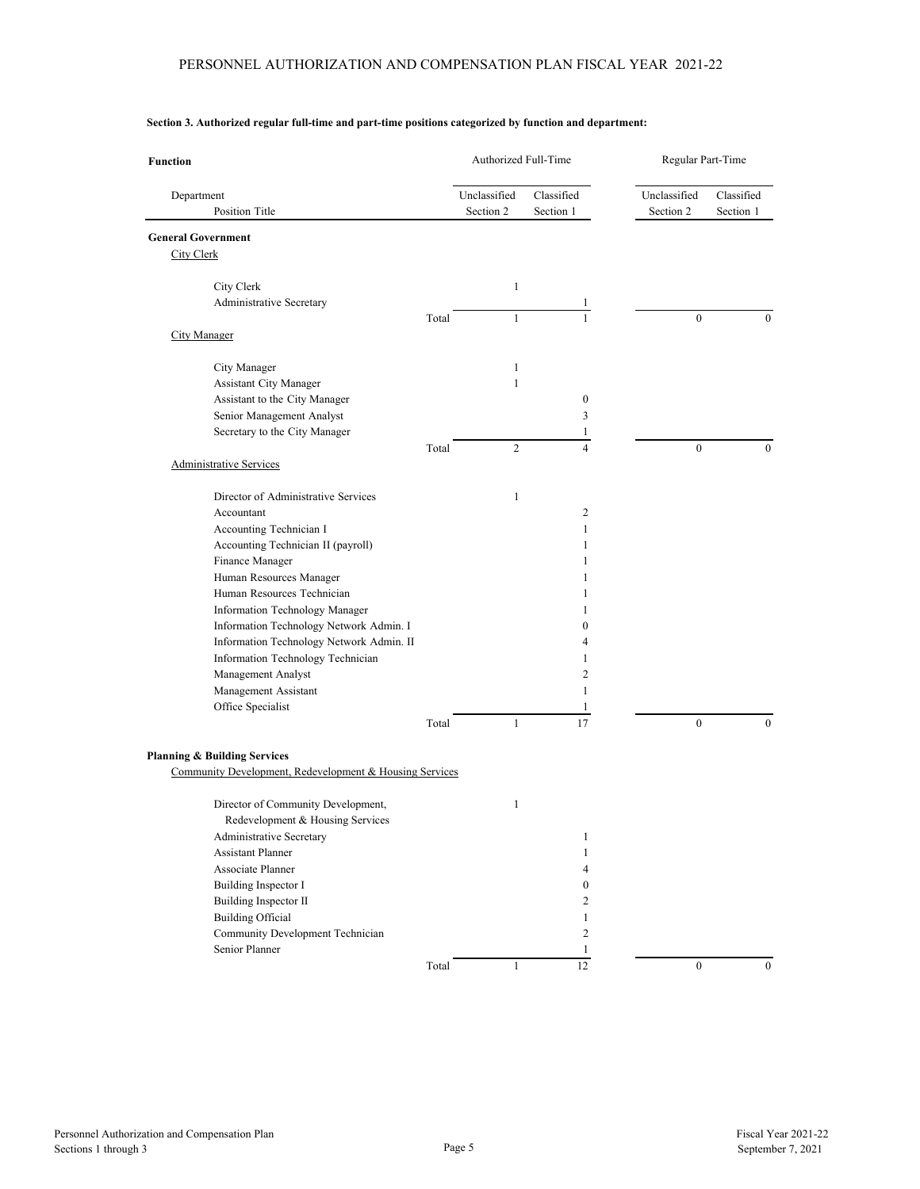**Section 3. Authorized regular full-time and part-time positions categorized by function and department:**

| Function | | Authorized Full-Time | | Regular Part-Time | |
|---|---|---|---|---|---|
| Department<br>Position Title | | Unclassified<br>Section 2 | Classified<br>Section 1 | Unclassified<br>Section 2 | Classified<br>Section 1 |
| **General Government** | | | | | |
| City Clerk | | | | | |
| City Clerk | | 1 | | | |
| Administrative Secretary | | | 1 | | |
| | Total | 1 | 1 | 0 | 0 |
| City Manager | | | | | |
| City Manager | | 1 | | | |
| Assistant City Manager | | 1 | | | |
| Assistant to the City Manager | | | 0 | | |
| Senior Management Analyst | | | 3 | | |
| Secretary to the City Manager | | | 1 | | |
| | Total | 2 | 4 | 0 | 0 |
| Administrative Services | | | | | |
| Director of Administrative Services | | 1 | | | |
| Accountant | | | 2 | | |
| Accounting Technician I | | | 1 | | |
| Accounting Technician II (payroll) | | | 1 | | |
| Finance Manager | | | 1 | | |
| Human Resources Manager | | | 1 | | |
| Human Resources Technician | | | 1 | | |
| Information Technology Manager | | | 1 | | |
| Information Technology Network Admin. I | | | 0 | | |
| Information Technology Network Admin. II | | | 4 | | |
| Information Technology Technician | | | 1 | | |
| Management Analyst | | | 2 | | |
| Management Assistant | | | 1 | | |
| Office Specialist | | | 1 | | |
| | Total | 1 | 17 | 0 | 0 |
| **Planning & Building Services** | | | | | |
| Community Development, Redevelopment & Housing Services | | | | | |
| Director of Community Development, Redevelopment & Housing Services | | 1 | | | |
| Administrative Secretary | | | 1 | | |
| Assistant Planner | | | 1 | | |
| Associate Planner | | | 4 | | |
| Building Inspector I | | | 0 | | |
| Building Inspector II | | | 2 | | |
| Building Official | | | 1 | | |
| Community Development Technician | | | 2 | | |
| Senior Planner | | | 1 | | |
| | Total | 1 | 12 | 0 | 0 |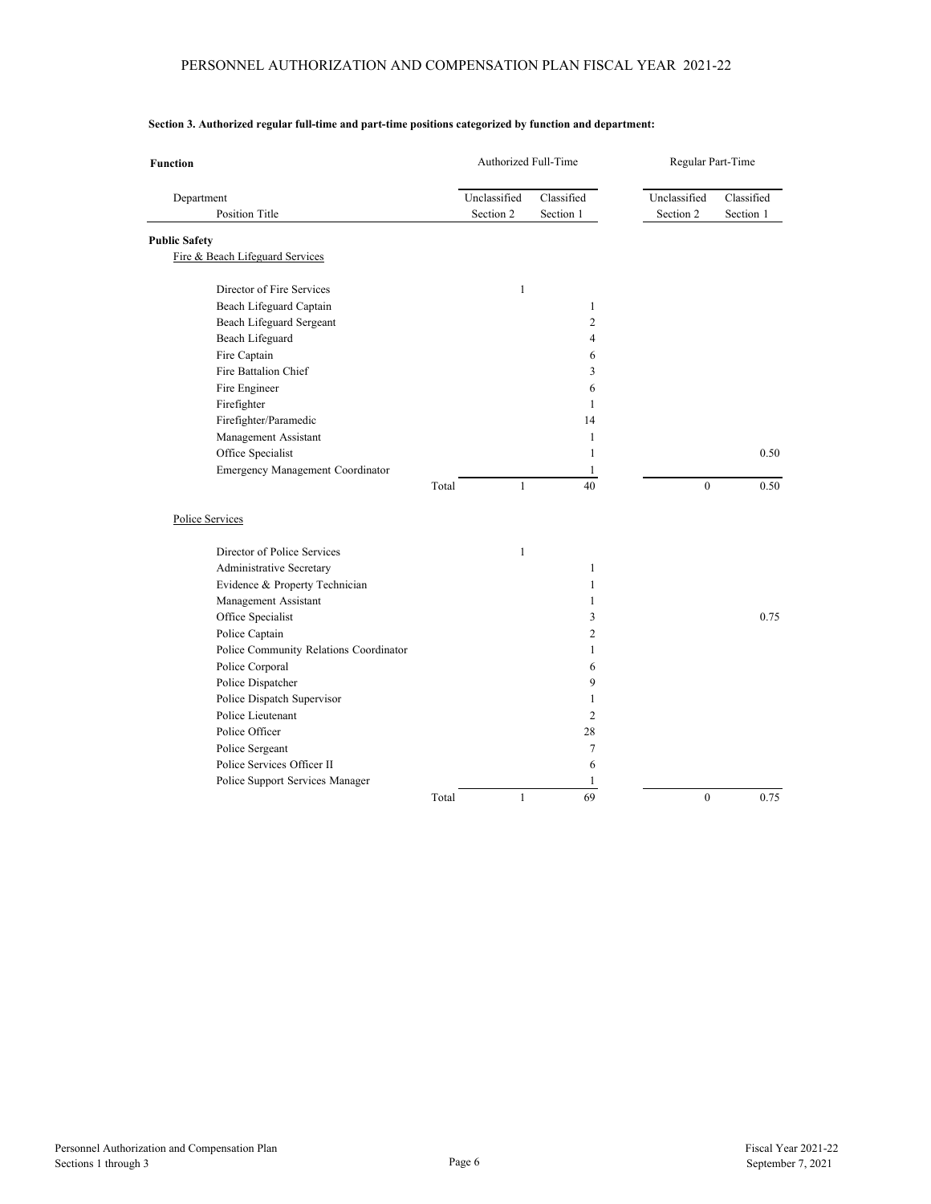**Section 3. Authorized regular full-time and part-time positions categorized by function and department:**

| Function | | Authorized Full-Time | | Regular Part-Time | |
|---|---|---|---|---|---|
| Department<br>Position Title | | Unclassified<br>Section 2 | Classified<br>Section 1 | Unclassified<br>Section 2 | Classified<br>Section 1 |
| **Public Safety** | | | | | |
| Fire & Beach Lifeguard Services | | | | | |
| Director of Fire Services | | 1 | | | |
| Beach Lifeguard Captain | | | 1 | | |
| Beach Lifeguard Sergeant | | | 2 | | |
| Beach Lifeguard | | | 4 | | |
| Fire Captain | | | 6 | | |
| Fire Battalion Chief | | | 3 | | |
| Fire Engineer | | | 6 | | |
| Firefighter | | | 1 | | |
| Firefighter/Paramedic | | | 14 | | |
| Management Assistant | | | 1 | | |
| Office Specialist | | | 1 | | 0.50 |
| Emergency Management Coordinator | | | 1 | | |
| | Total | 1 | 40 | 0 | 0.50 |
| Police Services | | | | | |
| Director of Police Services | | 1 | | | |
| Administrative Secretary | | | 1 | | |
| Evidence & Property Technician | | | 1 | | |
| Management Assistant | | | 1 | | |
| Office Specialist | | | 3 | | 0.75 |
| Police Captain | | | 2 | | |
| Police Community Relations Coordinator | | | 1 | | |
| Police Corporal | | | 6 | | |
| Police Dispatcher | | | 9 | | |
| Police Dispatch Supervisor | | | 1 | | |
| Police Lieutenant | | | 2 | | |
| Police Officer | | | 28 | | |
| Police Sergeant | | | 7 | | |
| Police Services Officer II | | | 6 | | |
| Police Support Services Manager | | | 1 | | |
| | Total | 1 | 69 | 0 | 0.75 |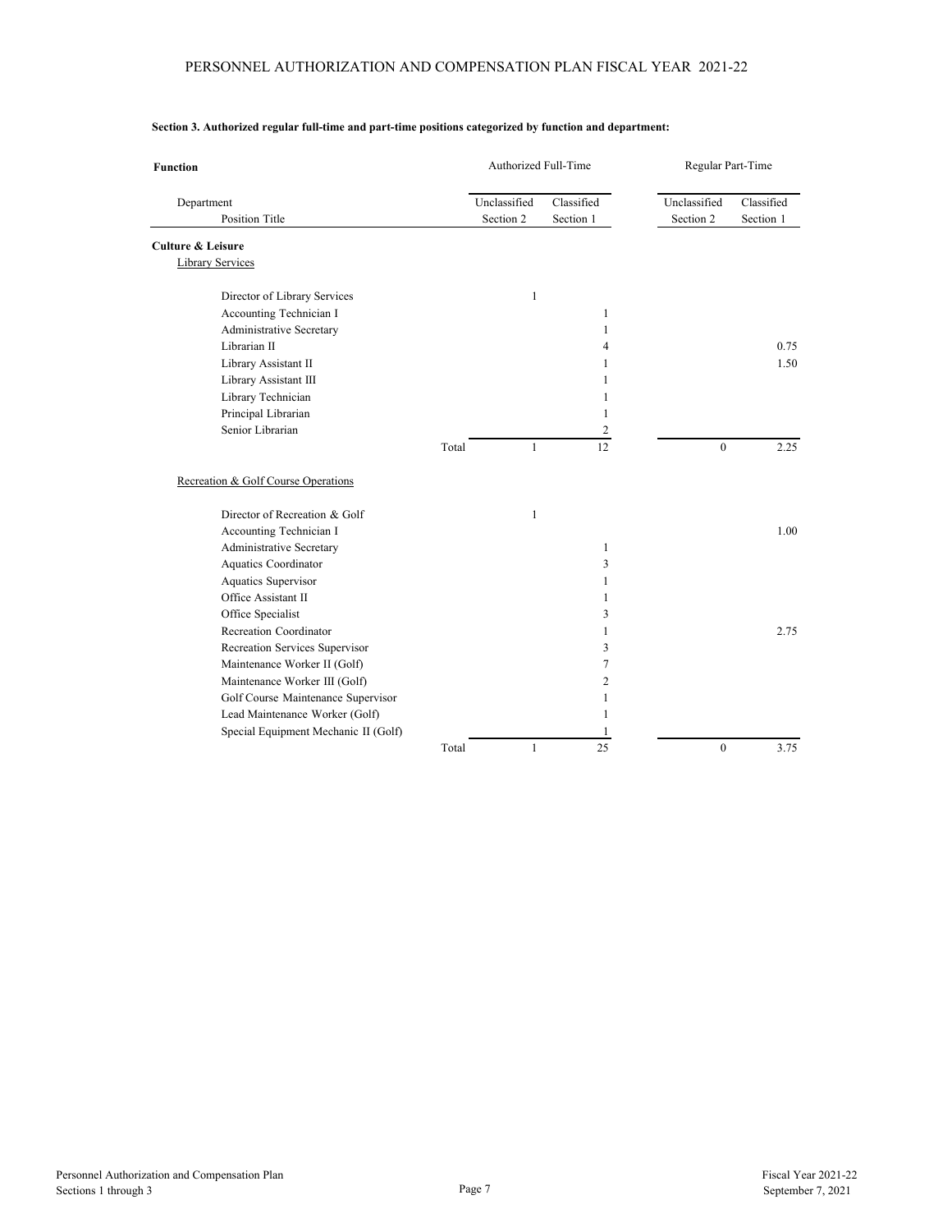# PERSONNEL AUTHORIZATION AND COMPENSATION PLAN FISCAL YEAR 2021-22

**Section 3. Authorized regular full-time and part-time positions categorized by function and department:**

| Function | | Authorized Full-Time | | Regular Part-Time | |
|---|---|---|---|---|---|
| Department | | Unclassified | Classified | Unclassified | Classified |
| Position Title | | Section 2 | Section 1 | Section 2 | Section 1 |
| **Culture & Leisure** | | | | | |
| Library Services | | | | | |
| Director of Library Services | | 1 | | | |
| Accounting Technician I | | | 1 | | |
| Administrative Secretary | | | 1 | | |
| Librarian II | | | 4 | | 0.75 |
| Library Assistant II | | | 1 | | 1.50 |
| Library Assistant III | | | 1 | | |
| Library Technician | | | 1 | | |
| Principal Librarian | | | 1 | | |
| Senior Librarian | | | 2 | | |
| | Total | 1 | 12 | 0 | 2.25 |
| Recreation & Golf Course Operations | | | | | |
| Director of Recreation & Golf | | 1 | | | |
| Accounting Technician I | | | | | 1.00 |
| Administrative Secretary | | | 1 | | |
| Aquatics Coordinator | | | 3 | | |
| Aquatics Supervisor | | | 1 | | |
| Office Assistant II | | | 1 | | |
| Office Specialist | | | 3 | | |
| Recreation Coordinator | | | 1 | | 2.75 |
| Recreation Services Supervisor | | | 3 | | |
| Maintenance Worker II (Golf) | | | 7 | | |
| Maintenance Worker III (Golf) | | | 2 | | |
| Golf Course Maintenance Supervisor | | | 1 | | |
| Lead Maintenance Worker (Golf) | | | 1 | | |
| Special Equipment Mechanic II (Golf) | | | 1 | | |
| | Total | 1 | 25 | 0 | 3.75 |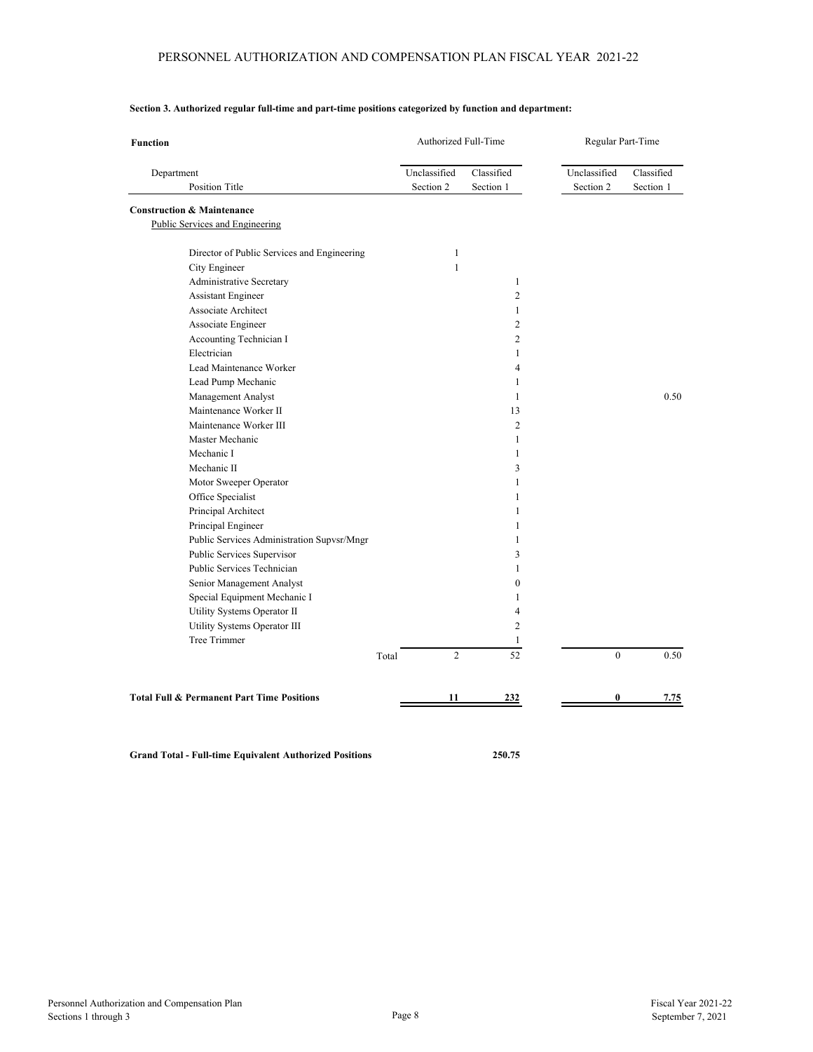**Section 3. Authorized regular full-time and part-time positions categorized by function and department:**

| Function | Authorized Full-Time | | Regular Part-Time | |
|---|---|---|---|---|
| Department / Position Title | Unclassified Section 2 | Classified Section 1 | Unclassified Section 2 | Classified Section 1 |
| **Construction & Maintenance** | | | | |
| Public Services and Engineering | | | | |
| Director of Public Services and Engineering | 1 | | | |
| City Engineer | 1 | | | |
| Administrative Secretary | | 1 | | |
| Assistant Engineer | | 2 | | |
| Associate Architect | | 1 | | |
| Associate Engineer | | 2 | | |
| Accounting Technician I | | 2 | | |
| Electrician | | 1 | | |
| Lead Maintenance Worker | | 4 | | |
| Lead Pump Mechanic | | 1 | | |
| Management Analyst | | 1 | | 0.50 |
| Maintenance Worker II | | 13 | | |
| Maintenance Worker III | | 2 | | |
| Master Mechanic | | 1 | | |
| Mechanic I | | 1 | | |
| Mechanic II | | 3 | | |
| Motor Sweeper Operator | | 1 | | |
| Office Specialist | | 1 | | |
| Principal Architect | | 1 | | |
| Principal Engineer | | 1 | | |
| Public Services Administration Supvsr/Mngr | | 1 | | |
| Public Services Supervisor | | 3 | | |
| Public Services Technician | | 1 | | |
| Senior Management Analyst | | 0 | | |
| Special Equipment Mechanic I | | 1 | | |
| Utility Systems Operator II | | 4 | | |
| Utility Systems Operator III | | 2 | | |
| Tree Trimmer | | 1 | | |
| Total | 2 | 52 | 0 | 0.50 |
| **Total Full & Permanent Part Time Positions** | **11** | **232** | **0** | **7.75** |

**Grand Total - Full-time Equivalent Authorized Positions** **250.75**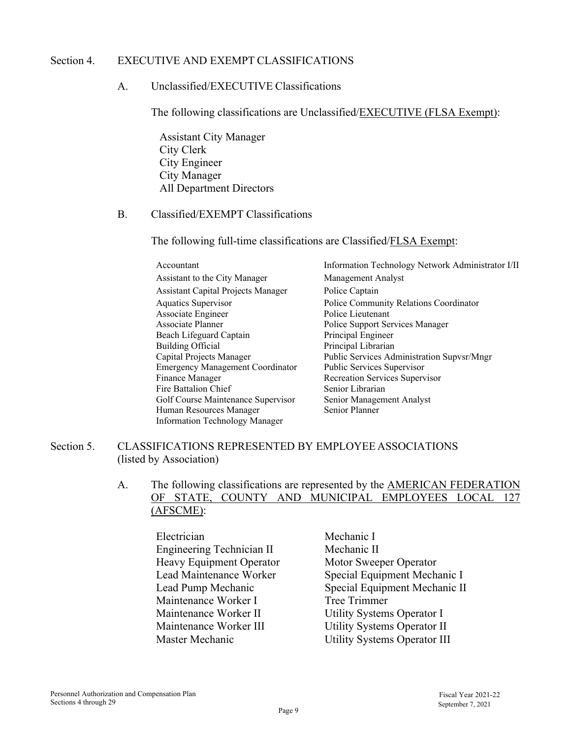## Section 4. EXECUTIVE AND EXEMPT CLASSIFICATIONS

### A. Unclassified/EXECUTIVE Classifications

The following classifications are Unclassified/EXECUTIVE (FLSA Exempt):

- Assistant City Manager
- City Clerk
- City Engineer
- City Manager
- All Department Directors

### B. Classified/EXEMPT Classifications

The following full-time classifications are Classified/FLSA Exempt:

- Accountant
- Assistant to the City Manager
- Assistant Capital Projects Manager
- Aquatics Supervisor
- Associate Engineer
- Associate Planner
- Beach Lifeguard Captain
- Building Official
- Capital Projects Manager
- Emergency Management Coordinator
- Finance Manager
- Fire Battalion Chief
- Golf Course Maintenance Supervisor
- Human Resources Manager
- Information Technology Manager
- Information Technology Network Administrator I/II
- Management Analyst
- Police Captain
- Police Community Relations Coordinator
- Police Lieutenant
- Police Support Services Manager
- Principal Engineer
- Principal Librarian
- Public Services Administration Supvsr/Mngr
- Public Services Supervisor
- Recreation Services Supervisor
- Senior Librarian
- Senior Management Analyst
- Senior Planner

## Section 5. CLASSIFICATIONS REPRESENTED BY EMPLOYEE ASSOCIATIONS (listed by Association)

A. The following classifications are represented by the AMERICAN FEDERATION OF STATE, COUNTY AND MUNICIPAL EMPLOYEES LOCAL 127 (AFSCME):

- Electrician
- Engineering Technician II
- Heavy Equipment Operator
- Lead Maintenance Worker
- Lead Pump Mechanic
- Maintenance Worker I
- Maintenance Worker II
- Maintenance Worker III
- Master Mechanic
- Mechanic I
- Mechanic II
- Motor Sweeper Operator
- Special Equipment Mechanic I
- Special Equipment Mechanic II
- Tree Trimmer
- Utility Systems Operator I
- Utility Systems Operator II
- Utility Systems Operator III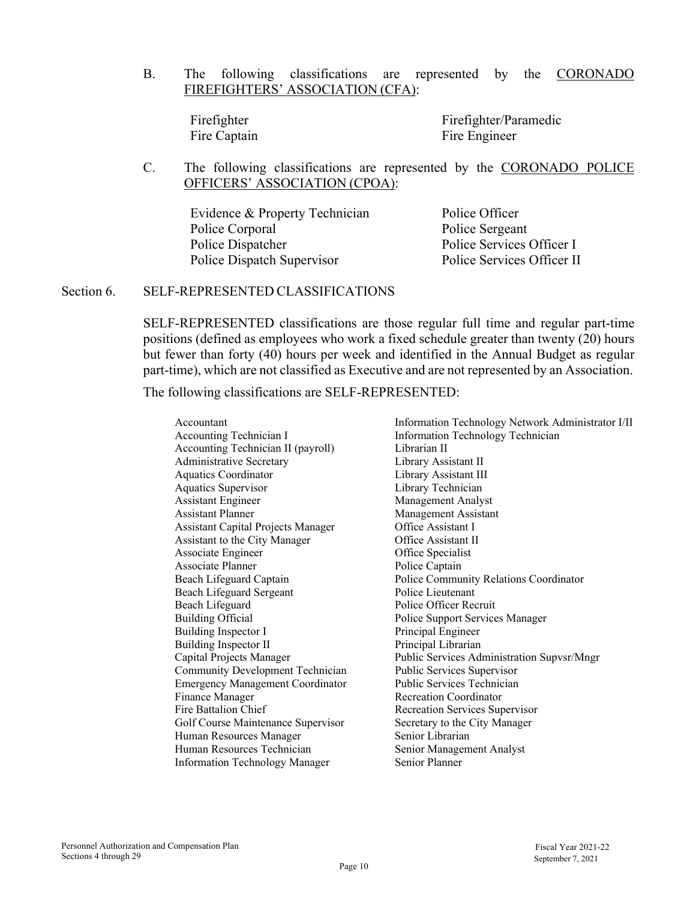B. The following classifications are represented by the <u>CORONADO FIREFIGHTERS' ASSOCIATION (CFA)</u>:

| | |
|---|---|
| Firefighter | Firefighter/Paramedic |
| Fire Captain | Fire Engineer |

C. The following classifications are represented by the <u>CORONADO POLICE OFFICERS' ASSOCIATION (CPOA)</u>:

| | |
|---|---|
| Evidence & Property Technician | Police Officer |
| Police Corporal | Police Sergeant |
| Police Dispatcher | Police Services Officer I |
| Police Dispatch Supervisor | Police Services Officer II |

## Section 6. SELF-REPRESENTED CLASSIFICATIONS

SELF-REPRESENTED classifications are those regular full time and regular part-time positions (defined as employees who work a fixed schedule greater than twenty (20) hours but fewer than forty (40) hours per week and identified in the Annual Budget as regular part-time), which are not classified as Executive and are not represented by an Association.

The following classifications are SELF-REPRESENTED:

| | |
|---|---|
| Accountant | Information Technology Network Administrator I/II |
| Accounting Technician I | Information Technology Technician |
| Accounting Technician II (payroll) | Librarian II |
| Administrative Secretary | Library Assistant II |
| Aquatics Coordinator | Library Assistant III |
| Aquatics Supervisor | Library Technician |
| Assistant Engineer | Management Analyst |
| Assistant Planner | Management Assistant |
| Assistant Capital Projects Manager | Office Assistant I |
| Assistant to the City Manager | Office Assistant II |
| Associate Engineer | Office Specialist |
| Associate Planner | Police Captain |
| Beach Lifeguard Captain | Police Community Relations Coordinator |
| Beach Lifeguard Sergeant | Police Lieutenant |
| Beach Lifeguard | Police Officer Recruit |
| Building Official | Police Support Services Manager |
| Building Inspector I | Principal Engineer |
| Building Inspector II | Principal Librarian |
| Capital Projects Manager | Public Services Administration Supvsr/Mngr |
| Community Development Technician | Public Services Supervisor |
| Emergency Management Coordinator | Public Services Technician |
| Finance Manager | Recreation Coordinator |
| Fire Battalion Chief | Recreation Services Supervisor |
| Golf Course Maintenance Supervisor | Secretary to the City Manager |
| Human Resources Manager | Senior Librarian |
| Human Resources Technician | Senior Management Analyst |
| Information Technology Manager | Senior Planner |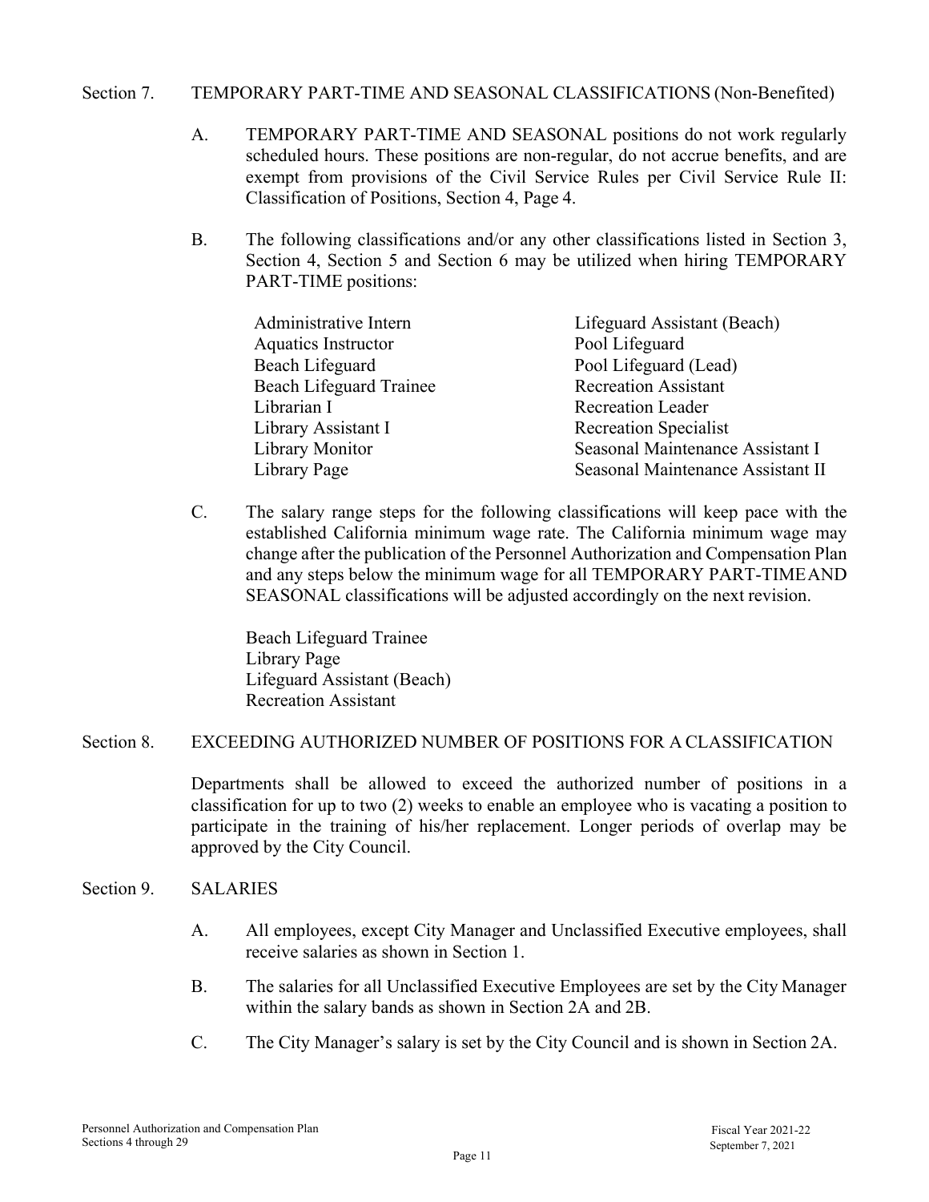## Section 7. TEMPORARY PART-TIME AND SEASONAL CLASSIFICATIONS (Non-Benefited)

A. TEMPORARY PART-TIME AND SEASONAL positions do not work regularly scheduled hours. These positions are non-regular, do not accrue benefits, and are exempt from provisions of the Civil Service Rules per Civil Service Rule II: Classification of Positions, Section 4, Page 4.

B. The following classifications and/or any other classifications listed in Section 3, Section 4, Section 5 and Section 6 may be utilized when hiring TEMPORARY PART-TIME positions:

- Administrative Intern
- Aquatics Instructor
- Beach Lifeguard
- Beach Lifeguard Trainee
- Librarian I
- Library Assistant I
- Library Monitor
- Library Page
- Lifeguard Assistant (Beach)
- Pool Lifeguard
- Pool Lifeguard (Lead)
- Recreation Assistant
- Recreation Leader
- Recreation Specialist
- Seasonal Maintenance Assistant I
- Seasonal Maintenance Assistant II

C. The salary range steps for the following classifications will keep pace with the established California minimum wage rate. The California minimum wage may change after the publication of the Personnel Authorization and Compensation Plan and any steps below the minimum wage for all TEMPORARY PART-TIME AND SEASONAL classifications will be adjusted accordingly on the next revision.

- Beach Lifeguard Trainee
- Library Page
- Lifeguard Assistant (Beach)
- Recreation Assistant

## Section 8. EXCEEDING AUTHORIZED NUMBER OF POSITIONS FOR A CLASSIFICATION

Departments shall be allowed to exceed the authorized number of positions in a classification for up to two (2) weeks to enable an employee who is vacating a position to participate in the training of his/her replacement. Longer periods of overlap may be approved by the City Council.

## Section 9. SALARIES

A. All employees, except City Manager and Unclassified Executive employees, shall receive salaries as shown in Section 1.

B. The salaries for all Unclassified Executive Employees are set by the City Manager within the salary bands as shown in Section 2A and 2B.

C. The City Manager's salary is set by the City Council and is shown in Section 2A.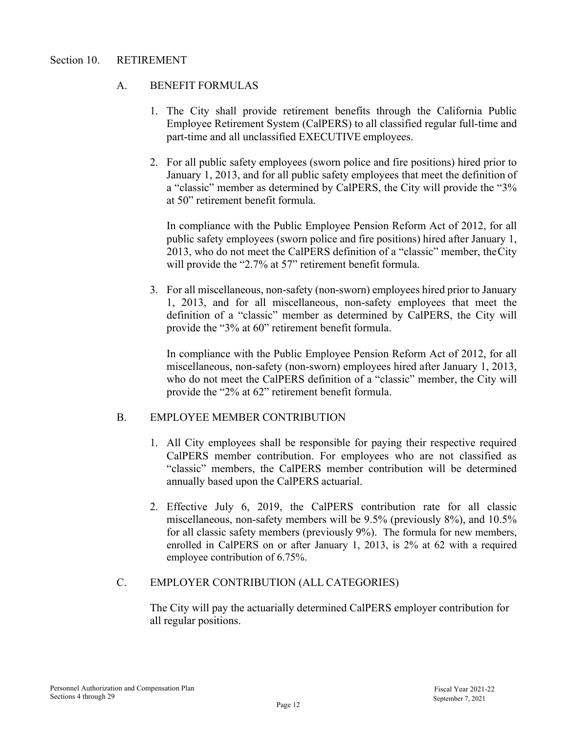## Section 10. RETIREMENT

### A. BENEFIT FORMULAS

1. The City shall provide retirement benefits through the California Public Employee Retirement System (CalPERS) to all classified regular full-time and part-time and all unclassified EXECUTIVE employees.

2. For all public safety employees (sworn police and fire positions) hired prior to January 1, 2013, and for all public safety employees that meet the definition of a "classic" member as determined by CalPERS, the City will provide the "3% at 50" retirement benefit formula.

   In compliance with the Public Employee Pension Reform Act of 2012, for all public safety employees (sworn police and fire positions) hired after January 1, 2013, who do not meet the CalPERS definition of a "classic" member, the City will provide the "2.7% at 57" retirement benefit formula.

3. For all miscellaneous, non-safety (non-sworn) employees hired prior to January 1, 2013, and for all miscellaneous, non-safety employees that meet the definition of a "classic" member as determined by CalPERS, the City will provide the "3% at 60" retirement benefit formula.

   In compliance with the Public Employee Pension Reform Act of 2012, for all miscellaneous, non-safety (non-sworn) employees hired after January 1, 2013, who do not meet the CalPERS definition of a "classic" member, the City will provide the "2% at 62" retirement benefit formula.

### B. EMPLOYEE MEMBER CONTRIBUTION

1. All City employees shall be responsible for paying their respective required CalPERS member contribution. For employees who are not classified as "classic" members, the CalPERS member contribution will be determined annually based upon the CalPERS actuarial.

2. Effective July 6, 2019, the CalPERS contribution rate for all classic miscellaneous, non-safety members will be 9.5% (previously 8%), and 10.5% for all classic safety members (previously 9%). The formula for new members, enrolled in CalPERS on or after January 1, 2013, is 2% at 62 with a required employee contribution of 6.75%.

### C. EMPLOYER CONTRIBUTION (ALL CATEGORIES)

The City will pay the actuarially determined CalPERS employer contribution for all regular positions.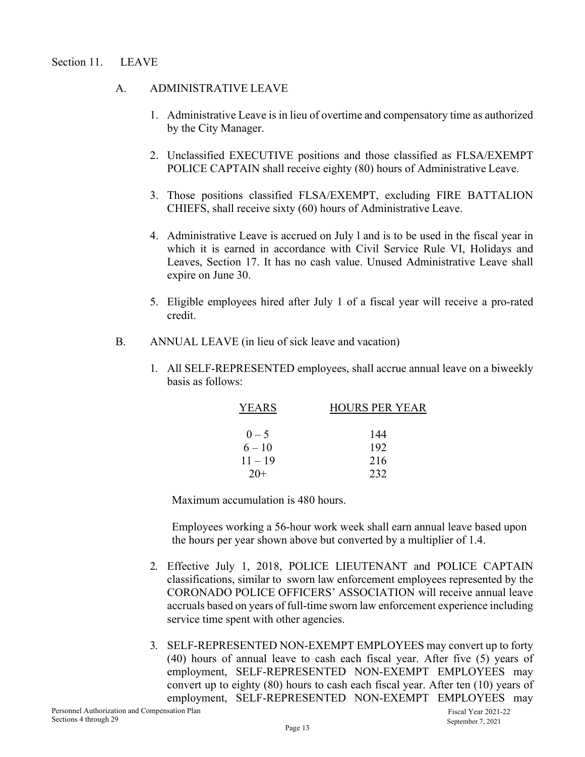## Section 11. LEAVE

### A. ADMINISTRATIVE LEAVE

1. Administrative Leave is in lieu of overtime and compensatory time as authorized by the City Manager.

2. Unclassified EXECUTIVE positions and those classified as FLSA/EXEMPT POLICE CAPTAIN shall receive eighty (80) hours of Administrative Leave.

3. Those positions classified FLSA/EXEMPT, excluding FIRE BATTALION CHIEFS, shall receive sixty (60) hours of Administrative Leave.

4. Administrative Leave is accrued on July l and is to be used in the fiscal year in which it is earned in accordance with Civil Service Rule VI, Holidays and Leaves, Section 17. It has no cash value. Unused Administrative Leave shall expire on June 30.

5. Eligible employees hired after July 1 of a fiscal year will receive a pro-rated credit.

### B. ANNUAL LEAVE (in lieu of sick leave and vacation)

1. All SELF-REPRESENTED employees, shall accrue annual leave on a biweekly basis as follows:

| YEARS | HOURS PER YEAR |
|---|---|
| 0 – 5 | 144 |
| 6 – 10 | 192 |
| 11 – 19 | 216 |
| 20+ | 232 |

   Maximum accumulation is 480 hours.

   Employees working a 56-hour work week shall earn annual leave based upon the hours per year shown above but converted by a multiplier of 1.4.

2. Effective July 1, 2018, POLICE LIEUTENANT and POLICE CAPTAIN classifications, similar to sworn law enforcement employees represented by the CORONADO POLICE OFFICERS' ASSOCIATION will receive annual leave accruals based on years of full-time sworn law enforcement experience including service time spent with other agencies.

3. SELF-REPRESENTED NON-EXEMPT EMPLOYEES may convert up to forty (40) hours of annual leave to cash each fiscal year. After five (5) years of employment, SELF-REPRESENTED NON-EXEMPT EMPLOYEES may convert up to eighty (80) hours to cash each fiscal year. After ten (10) years of employment, SELF-REPRESENTED NON-EXEMPT EMPLOYEES may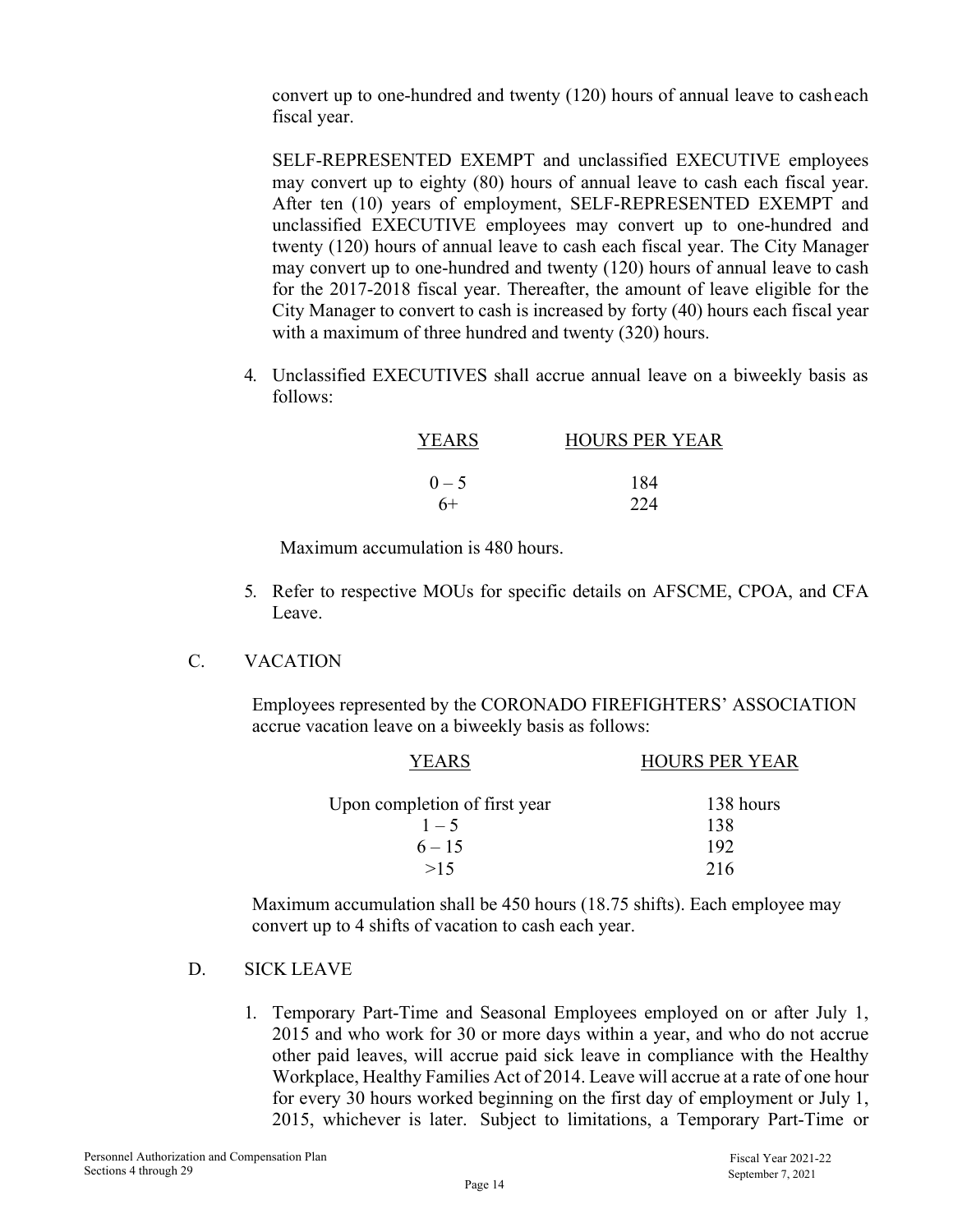convert up to one-hundred and twenty (120) hours of annual leave to cash each fiscal year.

SELF-REPRESENTED EXEMPT and unclassified EXECUTIVE employees may convert up to eighty (80) hours of annual leave to cash each fiscal year. After ten (10) years of employment, SELF-REPRESENTED EXEMPT and unclassified EXECUTIVE employees may convert up to one-hundred and twenty (120) hours of annual leave to cash each fiscal year. The City Manager may convert up to one-hundred and twenty (120) hours of annual leave to cash for the 2017-2018 fiscal year. Thereafter, the amount of leave eligible for the City Manager to convert to cash is increased by forty (40) hours each fiscal year with a maximum of three hundred and twenty (320) hours.

4. Unclassified EXECUTIVES shall accrue annual leave on a biweekly basis as follows:

| YEARS | HOURS PER YEAR |
|---|---|
| 0 – 5 | 184 |
| 6+ | 224 |

Maximum accumulation is 480 hours.

5. Refer to respective MOUs for specific details on AFSCME, CPOA, and CFA Leave.

C. VACATION

Employees represented by the CORONADO FIREFIGHTERS' ASSOCIATION accrue vacation leave on a biweekly basis as follows:

| YEARS | HOURS PER YEAR |
|---|---|
| Upon completion of first year | 138 hours |
| 1 – 5 | 138 |
| 6 – 15 | 192 |
| >15 | 216 |

Maximum accumulation shall be 450 hours (18.75 shifts). Each employee may convert up to 4 shifts of vacation to cash each year.

D. SICK LEAVE

1. Temporary Part-Time and Seasonal Employees employed on or after July 1, 2015 and who work for 30 or more days within a year, and who do not accrue other paid leaves, will accrue paid sick leave in compliance with the Healthy Workplace, Healthy Families Act of 2014. Leave will accrue at a rate of one hour for every 30 hours worked beginning on the first day of employment or July 1, 2015, whichever is later. Subject to limitations, a Temporary Part-Time or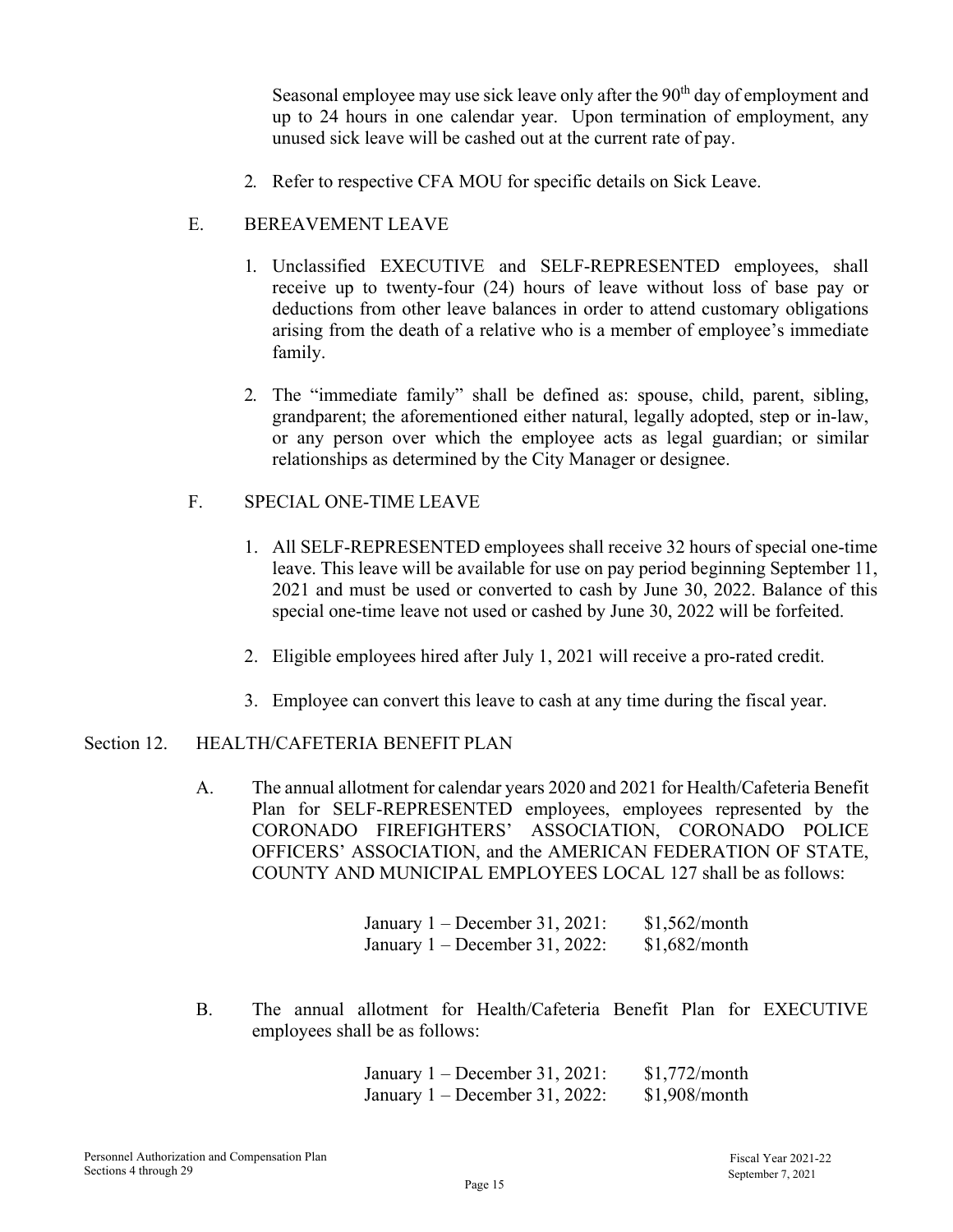Seasonal employee may use sick leave only after the 90th day of employment and up to 24 hours in one calendar year. Upon termination of employment, any unused sick leave will be cashed out at the current rate of pay.

2. Refer to respective CFA MOU for specific details on Sick Leave.

E. BEREAVEMENT LEAVE

1. Unclassified EXECUTIVE and SELF-REPRESENTED employees, shall receive up to twenty-four (24) hours of leave without loss of base pay or deductions from other leave balances in order to attend customary obligations arising from the death of a relative who is a member of employee's immediate family.

2. The "immediate family" shall be defined as: spouse, child, parent, sibling, grandparent; the aforementioned either natural, legally adopted, step or in-law, or any person over which the employee acts as legal guardian; or similar relationships as determined by the City Manager or designee.

F. SPECIAL ONE-TIME LEAVE

1. All SELF-REPRESENTED employees shall receive 32 hours of special one-time leave. This leave will be available for use on pay period beginning September 11, 2021 and must be used or converted to cash by June 30, 2022. Balance of this special one-time leave not used or cashed by June 30, 2022 will be forfeited.

2. Eligible employees hired after July 1, 2021 will receive a pro-rated credit.

3. Employee can convert this leave to cash at any time during the fiscal year.

Section 12. HEALTH/CAFETERIA BENEFIT PLAN

A. The annual allotment for calendar years 2020 and 2021 for Health/Cafeteria Benefit Plan for SELF-REPRESENTED employees, employees represented by the CORONADO FIREFIGHTERS' ASSOCIATION, CORONADO POLICE OFFICERS' ASSOCIATION, and the AMERICAN FEDERATION OF STATE, COUNTY AND MUNICIPAL EMPLOYEES LOCAL 127 shall be as follows:

| | |
|---|---|
| January 1 – December 31, 2021: | $1,562/month |
| January 1 – December 31, 2022: | $1,682/month |

B. The annual allotment for Health/Cafeteria Benefit Plan for EXECUTIVE employees shall be as follows:

| | |
|---|---|
| January 1 – December 31, 2021: | $1,772/month |
| January 1 – December 31, 2022: | $1,908/month |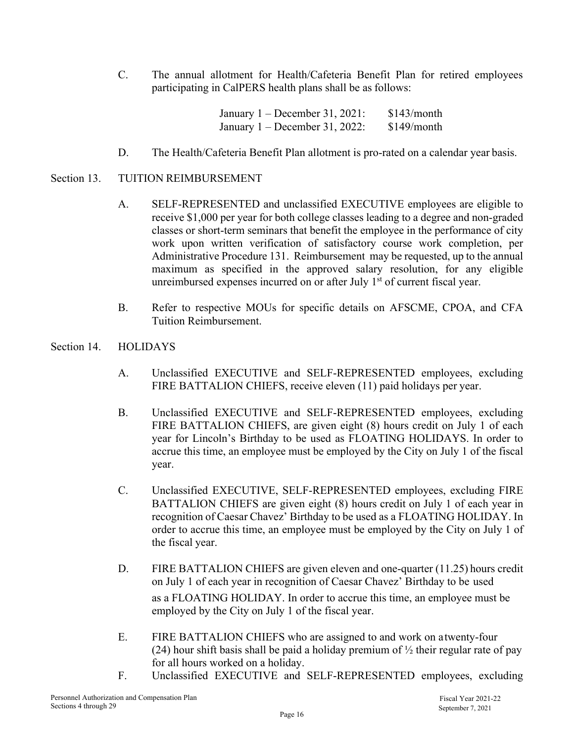C. The annual allotment for Health/Cafeteria Benefit Plan for retired employees participating in CalPERS health plans shall be as follows:

| | |
|---|---|
| January 1 – December 31, 2021: | $143/month |
| January 1 – December 31, 2022: | $149/month |

D. The Health/Cafeteria Benefit Plan allotment is pro-rated on a calendar year basis.

## Section 13. TUITION REIMBURSEMENT

A. SELF-REPRESENTED and unclassified EXECUTIVE employees are eligible to receive $1,000 per year for both college classes leading to a degree and non-graded classes or short-term seminars that benefit the employee in the performance of city work upon written verification of satisfactory course work completion, per Administrative Procedure 131. Reimbursement may be requested, up to the annual maximum as specified in the approved salary resolution, for any eligible unreimbursed expenses incurred on or after July 1st of current fiscal year.

B. Refer to respective MOUs for specific details on AFSCME, CPOA, and CFA Tuition Reimbursement.

## Section 14. HOLIDAYS

A. Unclassified EXECUTIVE and SELF-REPRESENTED employees, excluding FIRE BATTALION CHIEFS, receive eleven (11) paid holidays per year.

B. Unclassified EXECUTIVE and SELF-REPRESENTED employees, excluding FIRE BATTALION CHIEFS, are given eight (8) hours credit on July 1 of each year for Lincoln's Birthday to be used as FLOATING HOLIDAYS. In order to accrue this time, an employee must be employed by the City on July 1 of the fiscal year.

C. Unclassified EXECUTIVE, SELF-REPRESENTED employees, excluding FIRE BATTALION CHIEFS are given eight (8) hours credit on July 1 of each year in recognition of Caesar Chavez' Birthday to be used as a FLOATING HOLIDAY. In order to accrue this time, an employee must be employed by the City on July 1 of the fiscal year.

D. FIRE BATTALION CHIEFS are given eleven and one-quarter (11.25) hours credit on July 1 of each year in recognition of Caesar Chavez' Birthday to be used as a FLOATING HOLIDAY. In order to accrue this time, an employee must be employed by the City on July 1 of the fiscal year.

E. FIRE BATTALION CHIEFS who are assigned to and work on a twenty-four (24) hour shift basis shall be paid a holiday premium of ½ their regular rate of pay for all hours worked on a holiday.

F. Unclassified EXECUTIVE and SELF-REPRESENTED employees, excluding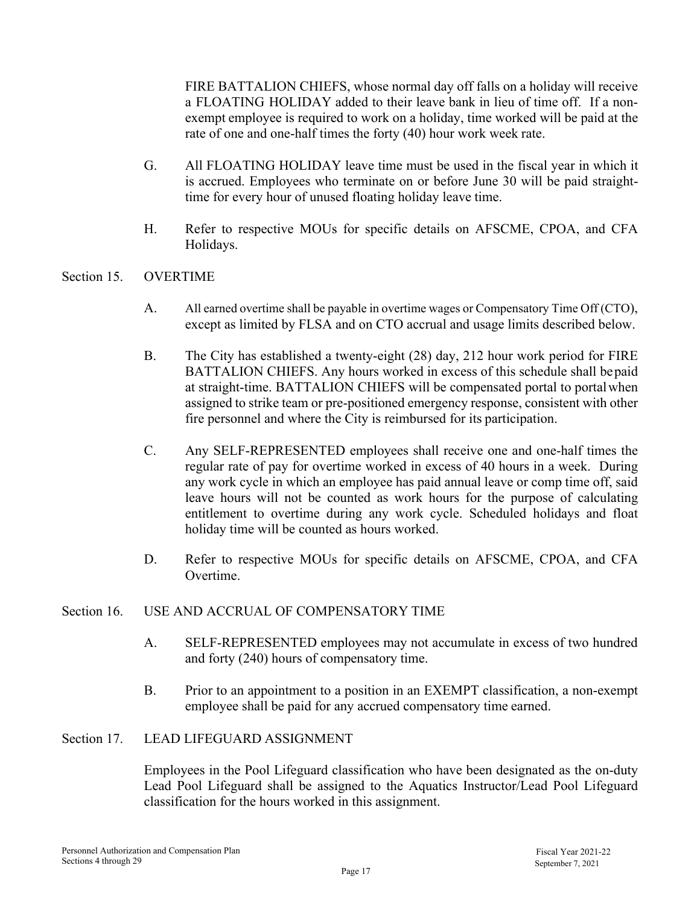FIRE BATTALION CHIEFS, whose normal day off falls on a holiday will receive a FLOATING HOLIDAY added to their leave bank in lieu of time off. If a non-exempt employee is required to work on a holiday, time worked will be paid at the rate of one and one-half times the forty (40) hour work week rate.

G. All FLOATING HOLIDAY leave time must be used in the fiscal year in which it is accrued. Employees who terminate on or before June 30 will be paid straight-time for every hour of unused floating holiday leave time.

H. Refer to respective MOUs for specific details on AFSCME, CPOA, and CFA Holidays.

## Section 15. OVERTIME

A. All earned overtime shall be payable in overtime wages or Compensatory Time Off (CTO), except as limited by FLSA and on CTO accrual and usage limits described below.

B. The City has established a twenty-eight (28) day, 212 hour work period for FIRE BATTALION CHIEFS. Any hours worked in excess of this schedule shall be paid at straight-time. BATTALION CHIEFS will be compensated portal to portal when assigned to strike team or pre-positioned emergency response, consistent with other fire personnel and where the City is reimbursed for its participation.

C. Any SELF-REPRESENTED employees shall receive one and one-half times the regular rate of pay for overtime worked in excess of 40 hours in a week. During any work cycle in which an employee has paid annual leave or comp time off, said leave hours will not be counted as work hours for the purpose of calculating entitlement to overtime during any work cycle. Scheduled holidays and float holiday time will be counted as hours worked.

D. Refer to respective MOUs for specific details on AFSCME, CPOA, and CFA Overtime.

## Section 16. USE AND ACCRUAL OF COMPENSATORY TIME

A. SELF-REPRESENTED employees may not accumulate in excess of two hundred and forty (240) hours of compensatory time.

B. Prior to an appointment to a position in an EXEMPT classification, a non-exempt employee shall be paid for any accrued compensatory time earned.

## Section 17. LEAD LIFEGUARD ASSIGNMENT

Employees in the Pool Lifeguard classification who have been designated as the on-duty Lead Pool Lifeguard shall be assigned to the Aquatics Instructor/Lead Pool Lifeguard classification for the hours worked in this assignment.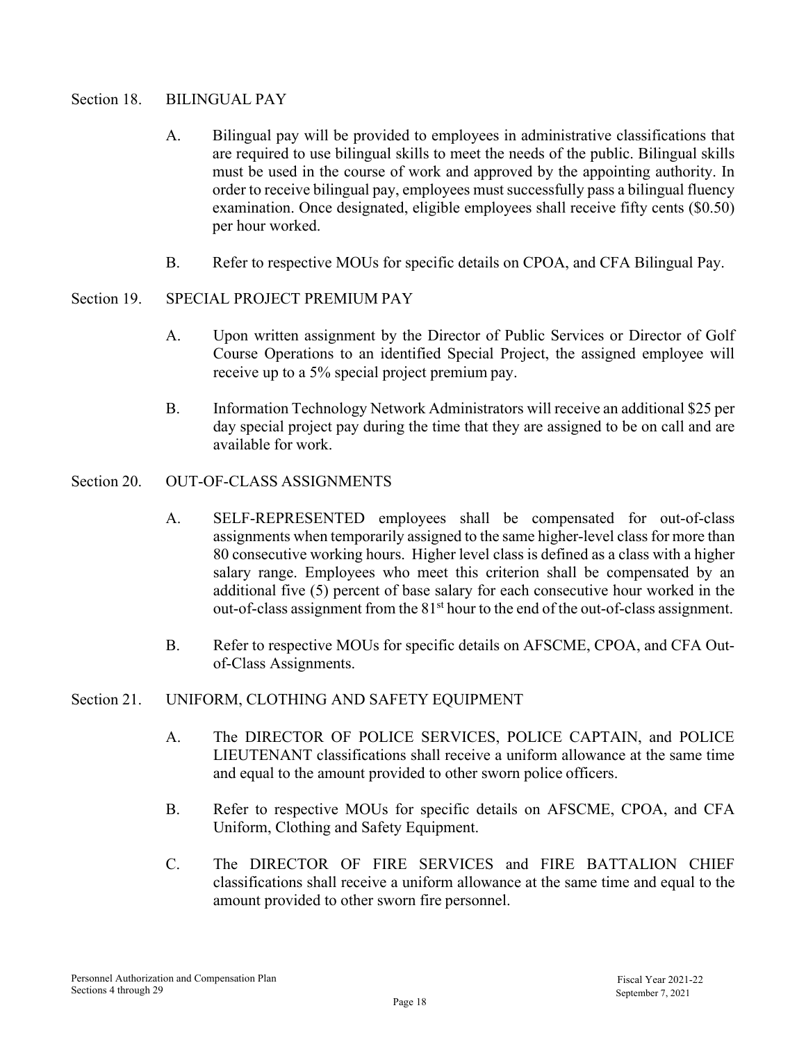## Section 18. BILINGUAL PAY

A. Bilingual pay will be provided to employees in administrative classifications that are required to use bilingual skills to meet the needs of the public. Bilingual skills must be used in the course of work and approved by the appointing authority. In order to receive bilingual pay, employees must successfully pass a bilingual fluency examination. Once designated, eligible employees shall receive fifty cents ($0.50) per hour worked.

B. Refer to respective MOUs for specific details on CPOA, and CFA Bilingual Pay.

## Section 19. SPECIAL PROJECT PREMIUM PAY

A. Upon written assignment by the Director of Public Services or Director of Golf Course Operations to an identified Special Project, the assigned employee will receive up to a 5% special project premium pay.

B. Information Technology Network Administrators will receive an additional $25 per day special project pay during the time that they are assigned to be on call and are available for work.

## Section 20. OUT-OF-CLASS ASSIGNMENTS

A. SELF-REPRESENTED employees shall be compensated for out-of-class assignments when temporarily assigned to the same higher-level class for more than 80 consecutive working hours. Higher level class is defined as a class with a higher salary range. Employees who meet this criterion shall be compensated by an additional five (5) percent of base salary for each consecutive hour worked in the out-of-class assignment from the 81st hour to the end of the out-of-class assignment.

B. Refer to respective MOUs for specific details on AFSCME, CPOA, and CFA Out-of-Class Assignments.

## Section 21. UNIFORM, CLOTHING AND SAFETY EQUIPMENT

A. The DIRECTOR OF POLICE SERVICES, POLICE CAPTAIN, and POLICE LIEUTENANT classifications shall receive a uniform allowance at the same time and equal to the amount provided to other sworn police officers.

B. Refer to respective MOUs for specific details on AFSCME, CPOA, and CFA Uniform, Clothing and Safety Equipment.

C. The DIRECTOR OF FIRE SERVICES and FIRE BATTALION CHIEF classifications shall receive a uniform allowance at the same time and equal to the amount provided to other sworn fire personnel.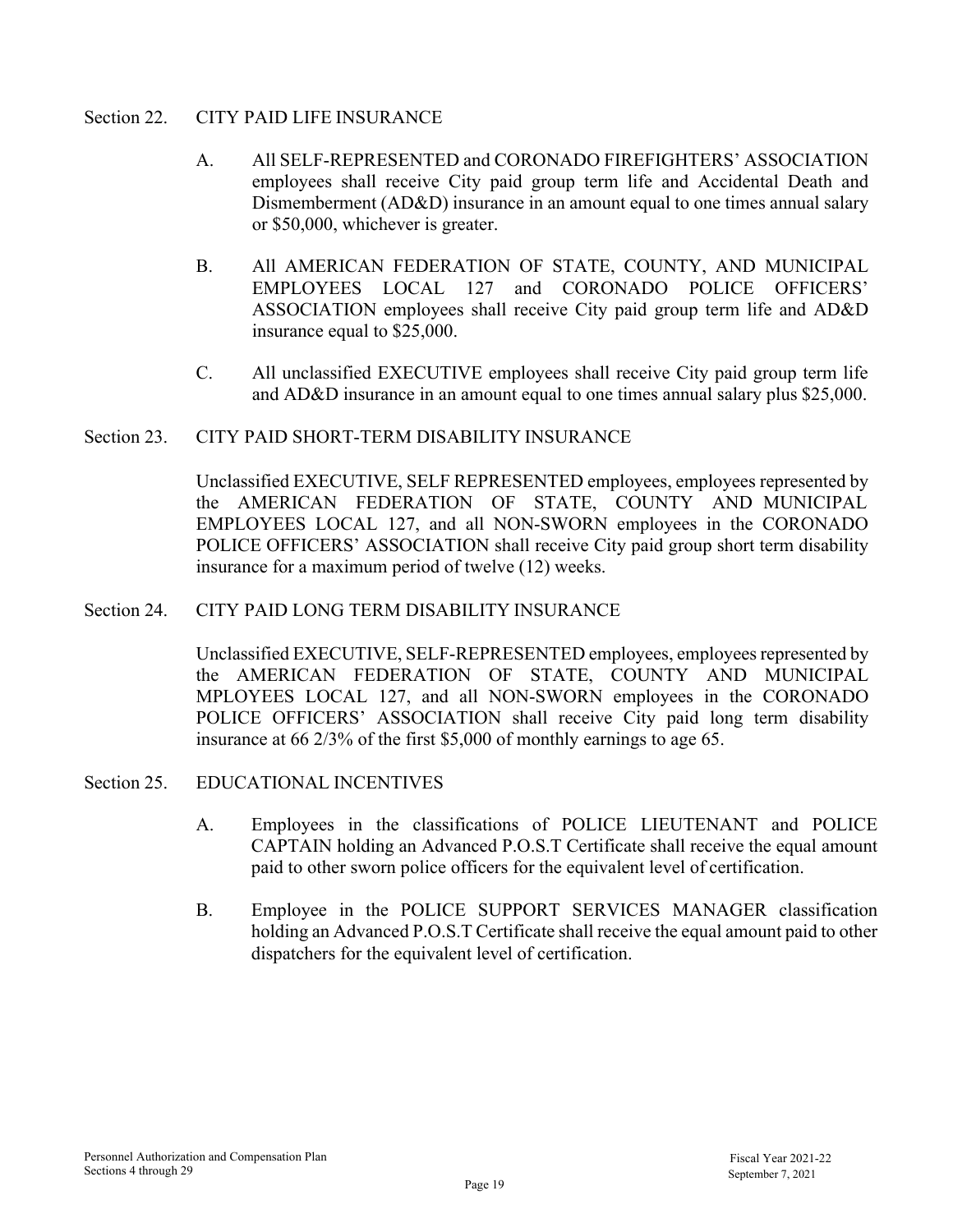## Section 22. CITY PAID LIFE INSURANCE

A. All SELF-REPRESENTED and CORONADO FIREFIGHTERS' ASSOCIATION employees shall receive City paid group term life and Accidental Death and Dismemberment (AD&D) insurance in an amount equal to one times annual salary or $50,000, whichever is greater.

B. All AMERICAN FEDERATION OF STATE, COUNTY, AND MUNICIPAL EMPLOYEES LOCAL 127 and CORONADO POLICE OFFICERS' ASSOCIATION employees shall receive City paid group term life and AD&D insurance equal to $25,000.

C. All unclassified EXECUTIVE employees shall receive City paid group term life and AD&D insurance in an amount equal to one times annual salary plus $25,000.

## Section 23. CITY PAID SHORT-TERM DISABILITY INSURANCE

Unclassified EXECUTIVE, SELF REPRESENTED employees, employees represented by the AMERICAN FEDERATION OF STATE, COUNTY AND MUNICIPAL EMPLOYEES LOCAL 127, and all NON-SWORN employees in the CORONADO POLICE OFFICERS' ASSOCIATION shall receive City paid group short term disability insurance for a maximum period of twelve (12) weeks.

## Section 24. CITY PAID LONG TERM DISABILITY INSURANCE

Unclassified EXECUTIVE, SELF-REPRESENTED employees, employees represented by the AMERICAN FEDERATION OF STATE, COUNTY AND MUNICIPAL MPLOYEES LOCAL 127, and all NON-SWORN employees in the CORONADO POLICE OFFICERS' ASSOCIATION shall receive City paid long term disability insurance at 66 2/3% of the first $5,000 of monthly earnings to age 65.

## Section 25. EDUCATIONAL INCENTIVES

A. Employees in the classifications of POLICE LIEUTENANT and POLICE CAPTAIN holding an Advanced P.O.S.T Certificate shall receive the equal amount paid to other sworn police officers for the equivalent level of certification.

B. Employee in the POLICE SUPPORT SERVICES MANAGER classification holding an Advanced P.O.S.T Certificate shall receive the equal amount paid to other dispatchers for the equivalent level of certification.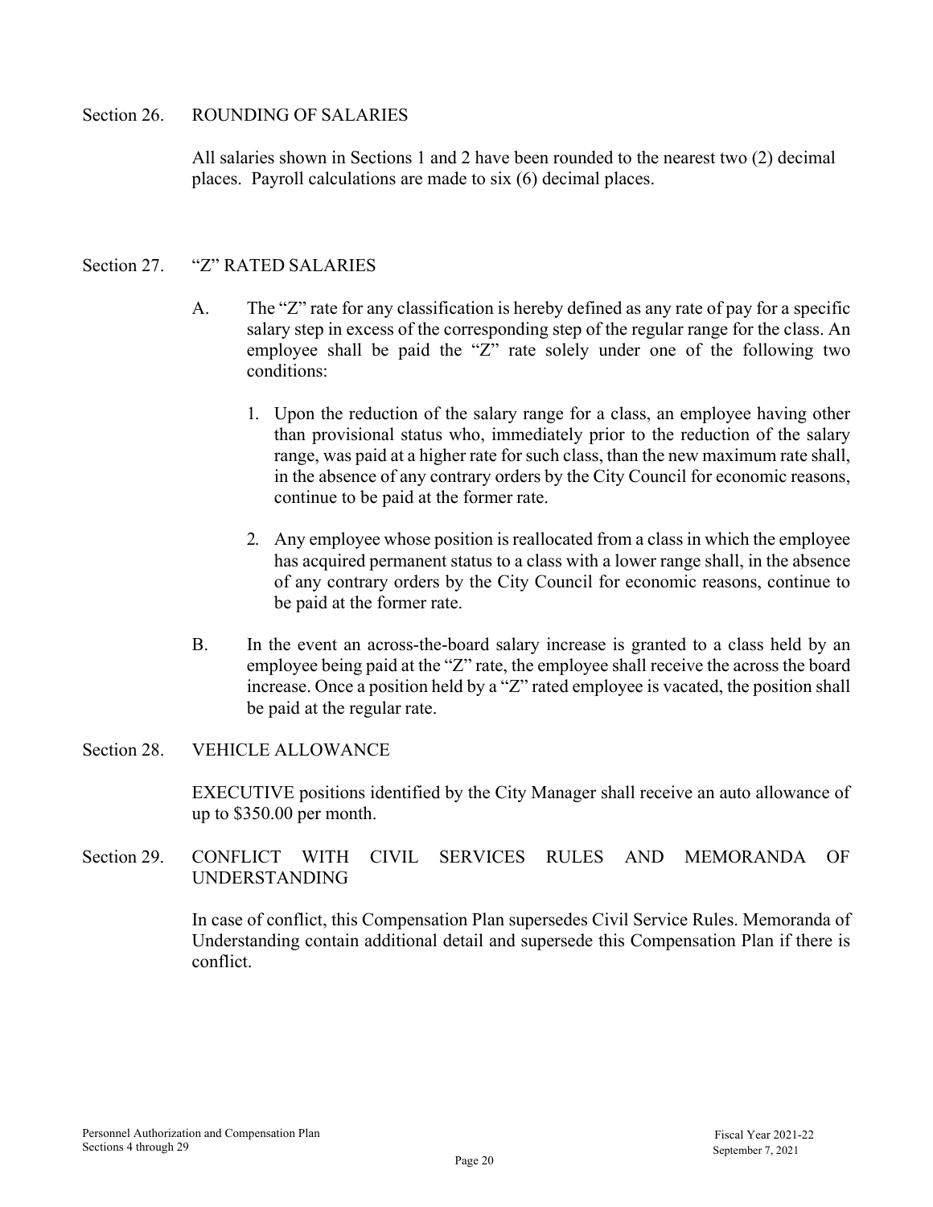## Section 26. ROUNDING OF SALARIES

All salaries shown in Sections 1 and 2 have been rounded to the nearest two (2) decimal places. Payroll calculations are made to six (6) decimal places.

## Section 27. "Z" RATED SALARIES

A. The "Z" rate for any classification is hereby defined as any rate of pay for a specific salary step in excess of the corresponding step of the regular range for the class. An employee shall be paid the "Z" rate solely under one of the following two conditions:

1. Upon the reduction of the salary range for a class, an employee having other than provisional status who, immediately prior to the reduction of the salary range, was paid at a higher rate for such class, than the new maximum rate shall, in the absence of any contrary orders by the City Council for economic reasons, continue to be paid at the former rate.

2. Any employee whose position is reallocated from a class in which the employee has acquired permanent status to a class with a lower range shall, in the absence of any contrary orders by the City Council for economic reasons, continue to be paid at the former rate.

B. In the event an across-the-board salary increase is granted to a class held by an employee being paid at the "Z" rate, the employee shall receive the across the board increase. Once a position held by a "Z" rated employee is vacated, the position shall be paid at the regular rate.

## Section 28. VEHICLE ALLOWANCE

EXECUTIVE positions identified by the City Manager shall receive an auto allowance of up to $350.00 per month.

## Section 29. CONFLICT WITH CIVIL SERVICES RULES AND MEMORANDA OF UNDERSTANDING

In case of conflict, this Compensation Plan supersedes Civil Service Rules. Memoranda of Understanding contain additional detail and supersede this Compensation Plan if there is conflict.